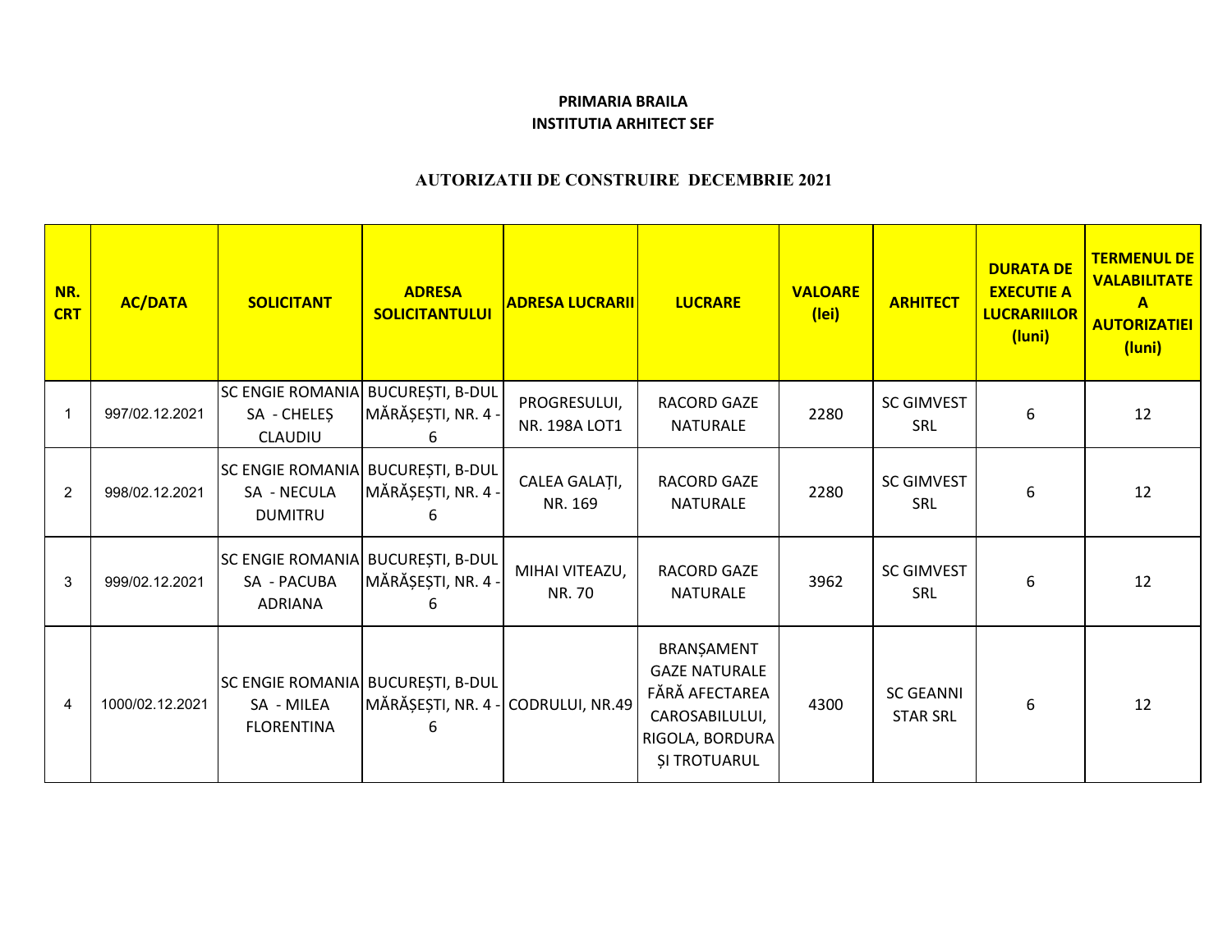**PRIMARIA BRAILA**
**INSTITUTIA ARHITECT SEF**

# AUTORIZATII DE CONSTRUIRE DECEMBRIE 2021

| NR. CRT | AC/DATA | SOLICITANT | ADRESA SOLICITANTULUI | ADRESA LUCRARII | LUCRARE | VALOARE (lei) | ARHITECT | DURATA DE EXECUTIE A LUCRARIILOR (luni) | TERMENUL DE VALABILITATE A AUTORIZATIEI (luni) |
|---|---|---|---|---|---|---|---|---|---|
| 1 | 997/02.12.2021 | SC ENGIE ROMANIA SA - CHELEȘ CLAUDIU | BUCUREȘTI, B-DUL MĂRĂȘEȘTI, NR. 4 - 6 | PROGRESULUI, NR. 198A LOT1 | RACORD GAZE NATURALE | 2280 | SC GIMVEST SRL | 6 | 12 |
| 2 | 998/02.12.2021 | SC ENGIE ROMANIA SA - NECULA DUMITRU | BUCUREȘTI, B-DUL MĂRĂȘEȘTI, NR. 4 - 6 | CALEA GALAȚI, NR. 169 | RACORD GAZE NATURALE | 2280 | SC GIMVEST SRL | 6 | 12 |
| 3 | 999/02.12.2021 | SC ENGIE ROMANIA SA - PACUBA ADRIANA | BUCUREȘTI, B-DUL MĂRĂȘEȘTI, NR. 4 - 6 | MIHAI VITEAZU, NR. 70 | RACORD GAZE NATURALE | 3962 | SC GIMVEST SRL | 6 | 12 |
| 4 | 1000/02.12.2021 | SC ENGIE ROMANIA SA - MILEA FLORENTINA | BUCUREȘTI, B-DUL MĂRĂȘEȘTI, NR. 4 - 6 | CODRULUI, NR.49 | BRANȘAMENT GAZE NATURALE FĂRĂ AFECTAREA CAROSABILULUI, RIGOLA, BORDURA ȘI TROTUARUL | 4300 | SC GEANNI STAR SRL | 6 | 12 |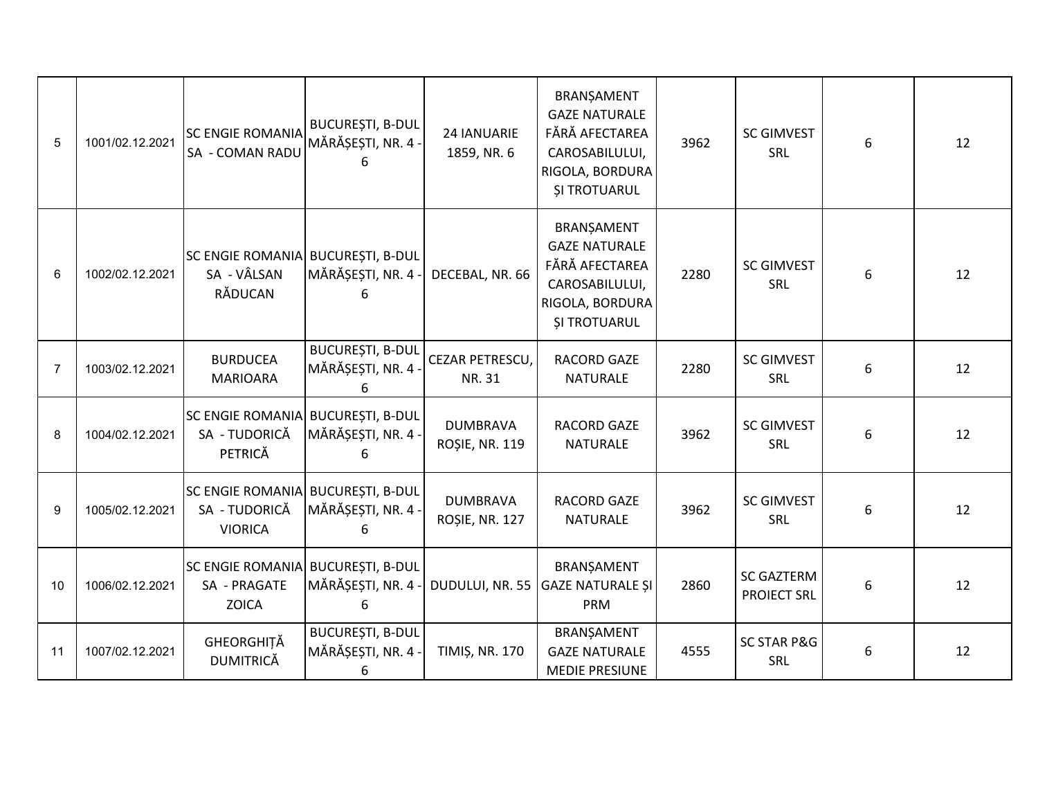| 5 | 1001/02.12.2021 | SC ENGIE ROMANIA SA - COMAN RADU | BUCUREȘTI, B-DUL MĂRĂȘEȘTI, NR. 4 - 6 | 24 IANUARIE 1859, NR. 6 | BRANȘAMENT GAZE NATURALE FĂRĂ AFECTAREA CAROSABILULUI, RIGOLA, BORDURA ȘI TROTUARUL | 3962 | SC GIMVEST SRL | 6 | 12 |
|---|---|---|---|---|---|---|---|---|---|
| 6 | 1002/02.12.2021 | SC ENGIE ROMANIA SA - VÂLSAN RĂDUCAN | BUCUREȘTI, B-DUL MĂRĂȘEȘTI, NR. 4 - 6 | DECEBAL, NR. 66 | BRANȘAMENT GAZE NATURALE FĂRĂ AFECTAREA CAROSABILULUI, RIGOLA, BORDURA ȘI TROTUARUL | 2280 | SC GIMVEST SRL | 6 | 12 |
| 7 | 1003/02.12.2021 | BURDUCEA MARIOARA | BUCUREȘTI, B-DUL MĂRĂȘEȘTI, NR. 4 - 6 | CEZAR PETRESCU, NR. 31 | RACORD GAZE NATURALE | 2280 | SC GIMVEST SRL | 6 | 12 |
| 8 | 1004/02.12.2021 | SC ENGIE ROMANIA SA - TUDORICĂ PETRICĂ | BUCUREȘTI, B-DUL MĂRĂȘEȘTI, NR. 4 - 6 | DUMBRAVA ROȘIE, NR. 119 | RACORD GAZE NATURALE | 3962 | SC GIMVEST SRL | 6 | 12 |
| 9 | 1005/02.12.2021 | SC ENGIE ROMANIA SA - TUDORICĂ VIORICA | BUCUREȘTI, B-DUL MĂRĂȘEȘTI, NR. 4 - 6 | DUMBRAVA ROȘIE, NR. 127 | RACORD GAZE NATURALE | 3962 | SC GIMVEST SRL | 6 | 12 |
| 10 | 1006/02.12.2021 | SC ENGIE ROMANIA SA - PRAGATE ZOICA | BUCUREȘTI, B-DUL MĂRĂȘEȘTI, NR. 4 - 6 | DUDULUI, NR. 55 | BRANȘAMENT GAZE NATURALE ȘI PRM | 2860 | SC GAZTERM PROIECT SRL | 6 | 12 |
| 11 | 1007/02.12.2021 | GHEORGHIȚĂ DUMITRICĂ | BUCUREȘTI, B-DUL MĂRĂȘEȘTI, NR. 4 - 6 | TIMIȘ, NR. 170 | BRANȘAMENT GAZE NATURALE MEDIE PRESIUNE | 4555 | SC STAR P&G SRL | 6 | 12 |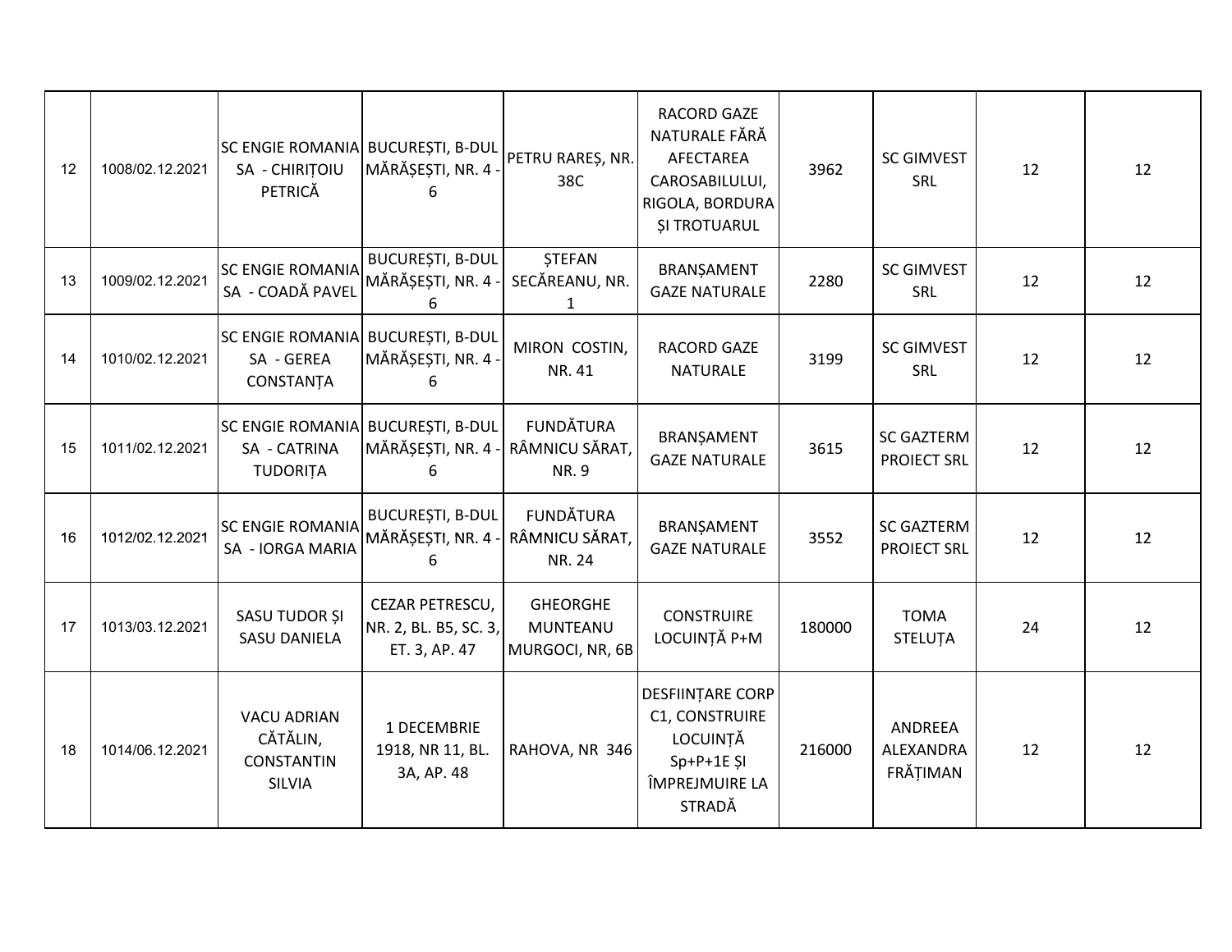| | | | | | | | | | |
|---|---|---|---|---|---|---|---|---|---|
| 12 | 1008/02.12.2021 | SC ENGIE ROMANIA SA - CHIRIȚOIU PETRICĂ | BUCUREȘTI, B-DUL MĂRĂȘEȘTI, NR. 4 - 6 | PETRU RAREȘ, NR. 38C | RACORD GAZE NATURALE FĂRĂ AFECTAREA CAROSABILULUI, RIGOLA, BORDURA ȘI TROTUARUL | 3962 | SC GIMVEST SRL | 12 | 12 |
| 13 | 1009/02.12.2021 | SC ENGIE ROMANIA SA - COADĂ PAVEL | BUCUREȘTI, B-DUL MĂRĂȘEȘTI, NR. 4 - 6 | ȘTEFAN SECĂREANU, NR. 1 | BRANȘAMENT GAZE NATURALE | 2280 | SC GIMVEST SRL | 12 | 12 |
| 14 | 1010/02.12.2021 | SC ENGIE ROMANIA SA - GEREA CONSTANȚA | BUCUREȘTI, B-DUL MĂRĂȘEȘTI, NR. 4 - 6 | MIRON COSTIN, NR. 41 | RACORD GAZE NATURALE | 3199 | SC GIMVEST SRL | 12 | 12 |
| 15 | 1011/02.12.2021 | SC ENGIE ROMANIA SA - CATRINA TUDORIȚA | BUCUREȘTI, B-DUL MĂRĂȘEȘTI, NR. 4 - 6 | FUNDĂTURA RÂMNICU SĂRAT, NR. 9 | BRANȘAMENT GAZE NATURALE | 3615 | SC GAZTERM PROIECT SRL | 12 | 12 |
| 16 | 1012/02.12.2021 | SC ENGIE ROMANIA SA - IORGA MARIA | BUCUREȘTI, B-DUL MĂRĂȘEȘTI, NR. 4 - 6 | FUNDĂTURA RÂMNICU SĂRAT, NR. 24 | BRANȘAMENT GAZE NATURALE | 3552 | SC GAZTERM PROIECT SRL | 12 | 12 |
| 17 | 1013/03.12.2021 | SASU TUDOR ȘI SASU DANIELA | CEZAR PETRESCU, NR. 2, BL. B5, SC. 3, ET. 3, AP. 47 | GHEORGHE MUNTEANU MURGOCI, NR, 6B | CONSTRUIRE LOCUINȚĂ P+M | 180000 | TOMA STELUȚA | 24 | 12 |
| 18 | 1014/06.12.2021 | VACU ADRIAN CĂTĂLIN, CONSTANTIN SILVIA | 1 DECEMBRIE 1918, NR 11, BL. 3A, AP. 48 | RAHOVA, NR 346 | DESFIINȚARE CORP C1, CONSTRUIRE LOCUINȚĂ Sp+P+1E ȘI ÎMPREJMUIRE LA STRADĂ | 216000 | ANDREEA ALEXANDRA FRĂȚIMAN | 12 | 12 |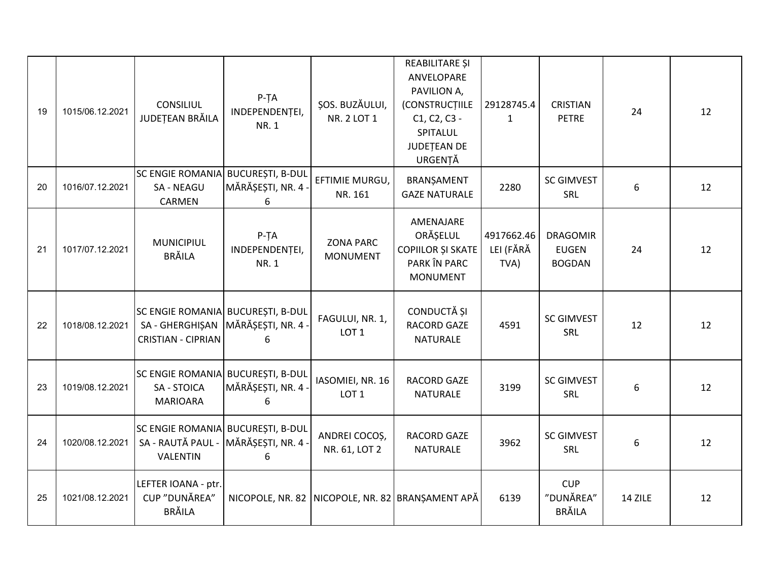| | | | | | | | | | |
|---|---|---|---|---|---|---|---|---|---|
| 19 | 1015/06.12.2021 | CONSILIUL JUDEȚEAN BRĂILA | P-ȚA INDEPENDENȚEI, NR. 1 | ȘOS. BUZĂULUI, NR. 2 LOT 1 | REABILITARE ȘI ANVELOPARE PAVILION A, (CONSTRUCȚIILE C1, C2, C3 - SPITALUL JUDEȚEAN DE URGENȚĂ | 29128745.41 | CRISTIAN PETRE | 24 | 12 |
| 20 | 1016/07.12.2021 | SC ENGIE ROMANIA SA - NEAGU CARMEN | BUCUREȘTI, B-DUL MĂRĂȘEȘTI, NR. 4 - 6 | EFTIMIE MURGU, NR. 161 | BRANȘAMENT GAZE NATURALE | 2280 | SC GIMVEST SRL | 6 | 12 |
| 21 | 1017/07.12.2021 | MUNICIPIUL BRĂILA | P-ȚA INDEPENDENȚEI, NR. 1 | ZONA PARC MONUMENT | AMENAJARE ORĂȘELUL COPIILOR ȘI SKATE PARK ÎN PARC MONUMENT | 4917662.46 LEI (FĂRĂ TVA) | DRAGOMIR EUGEN BOGDAN | 24 | 12 |
| 22 | 1018/08.12.2021 | SC ENGIE ROMANIA SA - GHERGHIȘAN CRISTIAN - CIPRIAN | BUCUREȘTI, B-DUL MĂRĂȘEȘTI, NR. 4 - 6 | FAGULUI, NR. 1, LOT 1 | CONDUCTĂ ȘI RACORD GAZE NATURALE | 4591 | SC GIMVEST SRL | 12 | 12 |
| 23 | 1019/08.12.2021 | SC ENGIE ROMANIA SA - STOICA MARIOARA | BUCUREȘTI, B-DUL MĂRĂȘEȘTI, NR. 4 - 6 | IASOMIEI, NR. 16 LOT 1 | RACORD GAZE NATURALE | 3199 | SC GIMVEST SRL | 6 | 12 |
| 24 | 1020/08.12.2021 | SC ENGIE ROMANIA SA - RAUTĂ PAUL - VALENTIN | BUCUREȘTI, B-DUL MĂRĂȘEȘTI, NR. 4 - 6 | ANDREI COCOȘ, NR. 61, LOT 2 | RACORD GAZE NATURALE | 3962 | SC GIMVEST SRL | 6 | 12 |
| 25 | 1021/08.12.2021 | LEFTER IOANA - ptr. CUP ”DUNĂREA” BRĂILA | NICOPOLE, NR. 82 | NICOPOLE, NR. 82 | BRANȘAMENT APĂ | 6139 | CUP ”DUNĂREA” BRĂILA | 14 ZILE | 12 |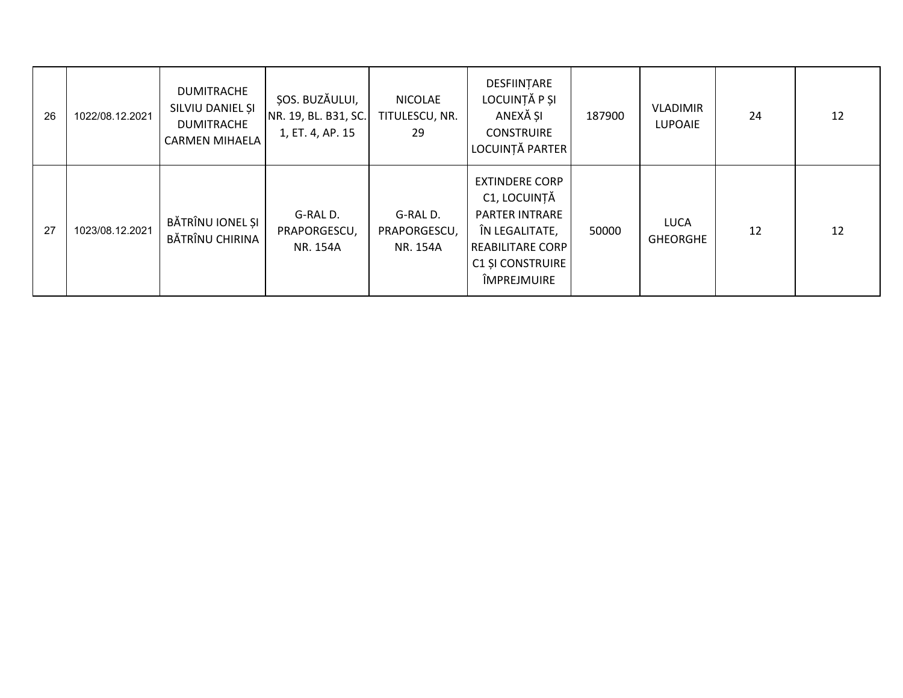| | | | | | | | | | |
|---|---|---|---|---|---|---|---|---|---|
| 26 | 1022/08.12.2021 | DUMITRACHE SILVIU DANIEL ȘI DUMITRACHE CARMEN MIHAELA | ȘOS. BUZĂULUI, NR. 19, BL. B31, SC. 1, ET. 4, AP. 15 | NICOLAE TITULESCU, NR. 29 | DESFIINȚARE LOCUINȚĂ P ȘI ANEXĂ ȘI CONSTRUIRE LOCUINȚĂ PARTER | 187900 | VLADIMIR LUPOAIE | 24 | 12 |
| 27 | 1023/08.12.2021 | BĂTRÎNU IONEL ȘI BĂTRÎNU CHIRINA | G-RAL D. PRAPORGESCU, NR. 154A | G-RAL D. PRAPORGESCU, NR. 154A | EXTINDERE CORP C1, LOCUINȚĂ PARTER INTRARE ÎN LEGALITATE, REABILITARE CORP C1 ȘI CONSTRUIRE ÎMPREJMUIRE | 50000 | LUCA GHEORGHE | 12 | 12 |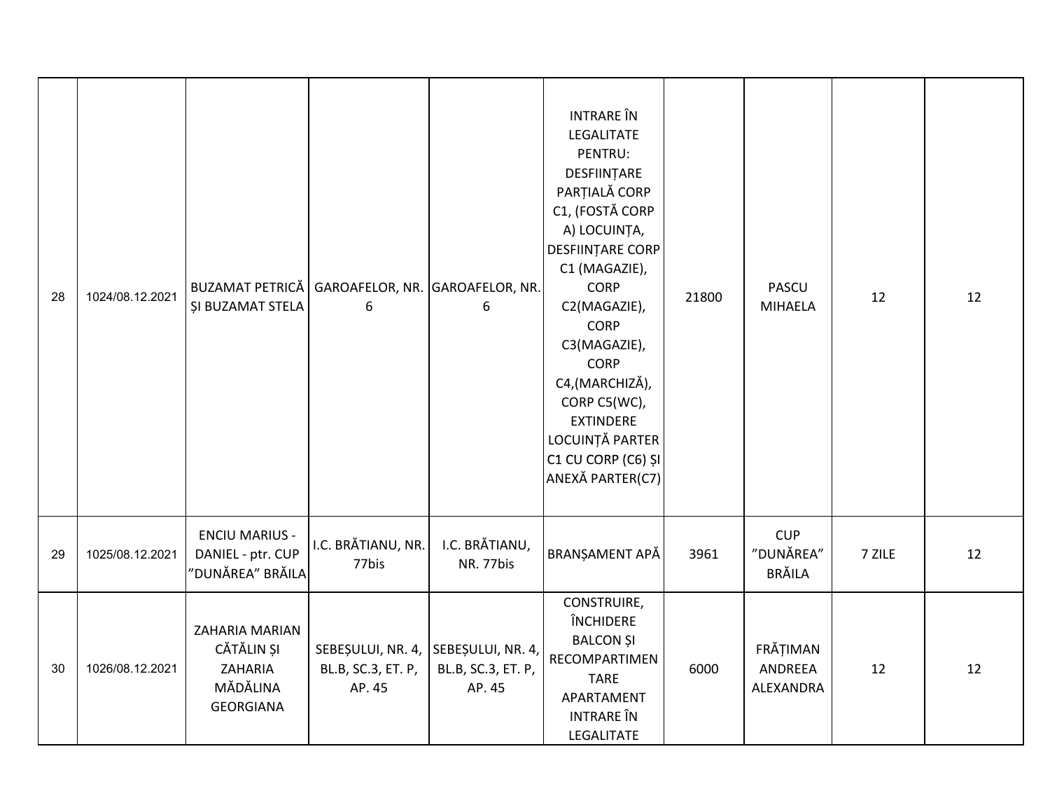| | | | | | | | | | |
|---|---|---|---|---|---|---|---|---|---|
| 28 | 1024/08.12.2021 | BUZAMAT PETRICĂ ȘI BUZAMAT STELA | GAROAFELOR, NR. 6 | GAROAFELOR, NR. 6 | INTRARE ÎN LEGALITATE PENTRU: DESFIINȚARE PARȚIALĂ CORP C1, (FOSTĂ CORP A) LOCUINȚA, DESFIINȚARE CORP C1 (MAGAZIE), CORP C2(MAGAZIE), CORP C3(MAGAZIE), CORP C4,(MARCHIZĂ), CORP C5(WC), EXTINDERE LOCUINȚĂ PARTER C1 CU CORP (C6) ȘI ANEXĂ PARTER(C7) | 21800 | PASCU MIHAELA | 12 | 12 |
| 29 | 1025/08.12.2021 | ENCIU MARIUS - DANIEL - ptr. CUP ”DUNĂREA” BRĂILA | I.C. BRĂTIANU, NR. 77bis | I.C. BRĂTIANU, NR. 77bis | BRANȘAMENT APĂ | 3961 | CUP ”DUNĂREA” BRĂILA | 7 ZILE | 12 |
| 30 | 1026/08.12.2021 | ZAHARIA MARIAN CĂTĂLIN ȘI ZAHARIA MĂDĂLINA GEORGIANA | SEBEȘULUI, NR. 4, BL.B, SC.3, ET. P, AP. 45 | SEBEȘULUI, NR. 4, BL.B, SC.3, ET. P, AP. 45 | CONSTRUIRE, ÎNCHIDERE BALCON ȘI RECOMPARTIMENTARE APARTAMENT INTRARE ÎN LEGALITATE | 6000 | FRĂȚIMAN ANDREEA ALEXANDRA | 12 | 12 |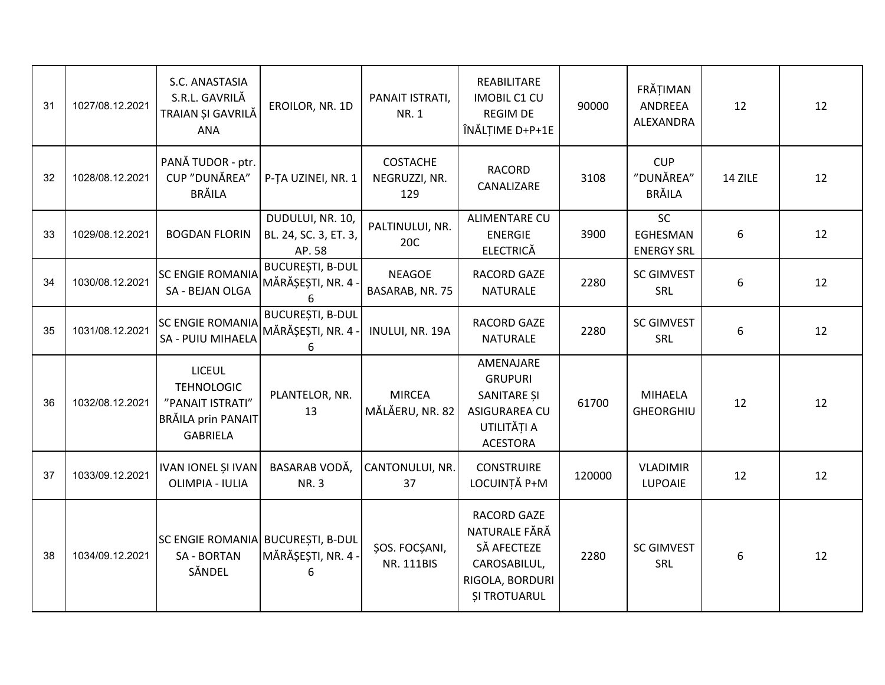| 31 | 1027/08.12.2021 | S.C. ANASTASIA S.R.L. GAVRILĂ TRAIAN ȘI GAVRILĂ ANA | EROILOR, NR. 1D | PANAIT ISTRATI, NR. 1 | REABILITARE IMOBIL C1 CU REGIM DE ÎNĂLȚIME D+P+1E | 90000 | FRĂȚIMAN ANDREEA ALEXANDRA | 12 | 12 |
|---|---|---|---|---|---|---|---|---|---|
| 32 | 1028/08.12.2021 | PANĂ TUDOR - ptr. CUP ”DUNĂREA” BRĂILA | P-ȚA UZINEI, NR. 1 | COSTACHE NEGRUZZI, NR. 129 | RACORD CANALIZARE | 3108 | CUP ”DUNĂREA” BRĂILA | 14 ZILE | 12 |
| 33 | 1029/08.12.2021 | BOGDAN FLORIN | DUDULUI, NR. 10, BL. 24, SC. 3, ET. 3, AP. 58 | PALTINULUI, NR. 20C | ALIMENTARE CU ENERGIE ELECTRICĂ | 3900 | SC EGHESMAN ENERGY SRL | 6 | 12 |
| 34 | 1030/08.12.2021 | SC ENGIE ROMANIA SA - BEJAN OLGA | BUCUREȘTI, B-DUL MĂRĂȘEȘTI, NR. 4 - 6 | NEAGOE BASARAB, NR. 75 | RACORD GAZE NATURALE | 2280 | SC GIMVEST SRL | 6 | 12 |
| 35 | 1031/08.12.2021 | SC ENGIE ROMANIA SA - PUIU MIHAELA | BUCUREȘTI, B-DUL MĂRĂȘEȘTI, NR. 4 - 6 | INULUI, NR. 19A | RACORD GAZE NATURALE | 2280 | SC GIMVEST SRL | 6 | 12 |
| 36 | 1032/08.12.2021 | LICEUL TEHNOLOGIC ”PANAIT ISTRATI” BRĂILA prin PANAIT GABRIELA | PLANTELOR, NR. 13 | MIRCEA MĂLĂERU, NR. 82 | AMENAJARE GRUPURI SANITARE ȘI ASIGURAREA CU UTILITĂȚI A ACESTORA | 61700 | MIHAELA GHEORGHIU | 12 | 12 |
| 37 | 1033/09.12.2021 | IVAN IONEL ȘI IVAN OLIMPIA - IULIA | BASARAB VODĂ, NR. 3 | CANTONULUI, NR. 37 | CONSTRUIRE LOCUINȚĂ P+M | 120000 | VLADIMIR LUPOAIE | 12 | 12 |
| 38 | 1034/09.12.2021 | SC ENGIE ROMANIA SA - BORTAN SĂNDEL | BUCUREȘTI, B-DUL MĂRĂȘEȘTI, NR. 4 - 6 | ȘOS. FOCȘANI, NR. 111BIS | RACORD GAZE NATURALE FĂRĂ SĂ AFECTEZE CAROSABILUL, RIGOLA, BORDURI ȘI TROTUARUL | 2280 | SC GIMVEST SRL | 6 | 12 |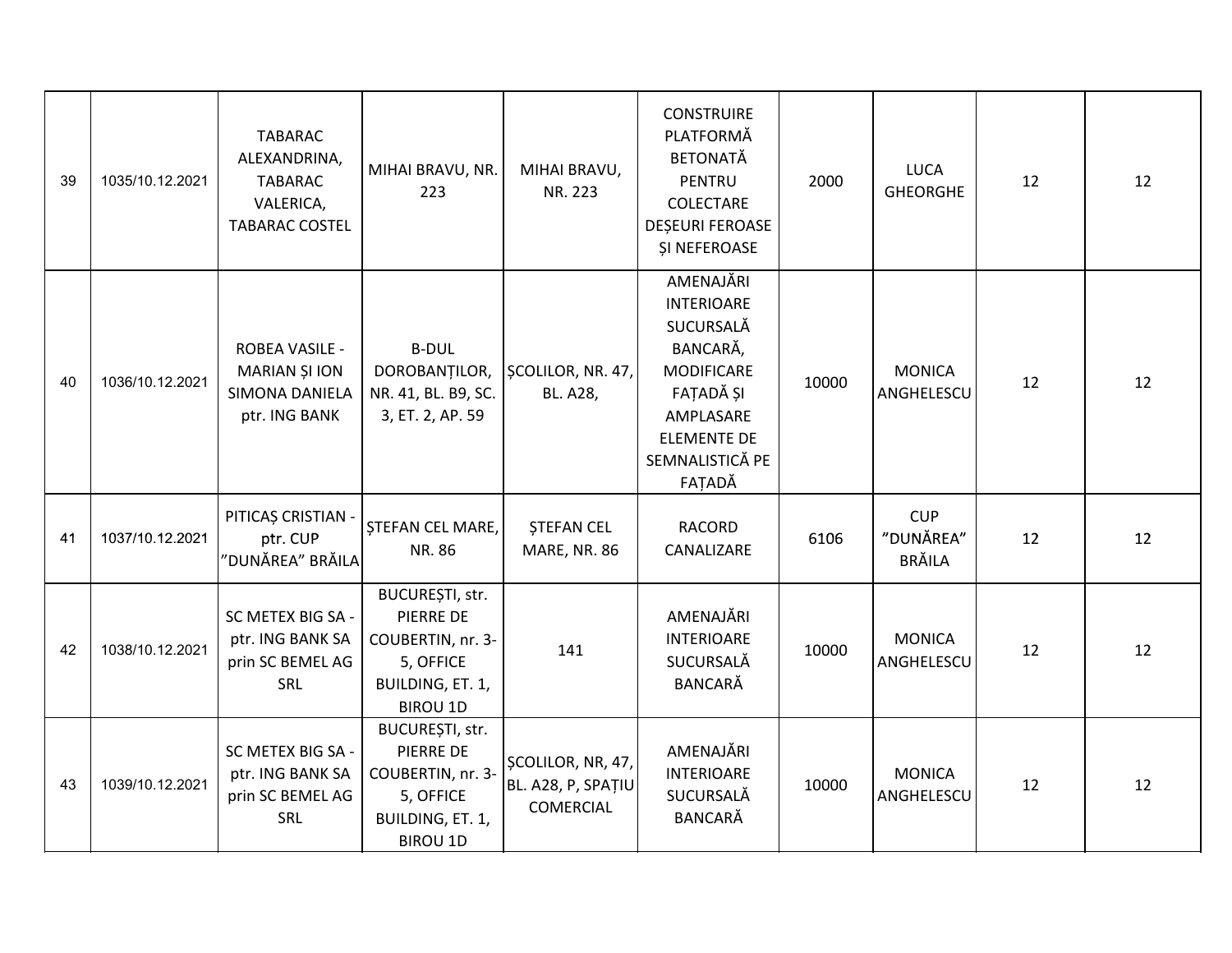| 39 | 1035/10.12.2021 | TABARAC ALEXANDRINA, TABARAC VALERICA, TABARAC COSTEL | MIHAI BRAVU, NR. 223 | MIHAI BRAVU, NR. 223 | CONSTRUIRE PLATFORMĂ BETONATĂ PENTRU COLECTARE DEȘEURI FEROASE ȘI NEFEROASE | 2000 | LUCA GHEORGHE | 12 | 12 |
|---|---|---|---|---|---|---|---|---|---|
| 40 | 1036/10.12.2021 | ROBEA VASILE - MARIAN ȘI ION SIMONA DANIELA ptr. ING BANK | B-DUL DOROBANȚILOR, NR. 41, BL. B9, SC. 3, ET. 2, AP. 59 | ȘCOLILOR, NR. 47, BL. A28, | AMENAJĂRI INTERIOARE SUCURSALĂ BANCARĂ, MODIFICARE FAȚADĂ ȘI AMPLASARE ELEMENTE DE SEMNALISTICĂ PE FAȚADĂ | 10000 | MONICA ANGHELESCU | 12 | 12 |
| 41 | 1037/10.12.2021 | PITICAȘ CRISTIAN - ptr. CUP ”DUNĂREA” BRĂILA | ȘTEFAN CEL MARE, NR. 86 | ȘTEFAN CEL MARE, NR. 86 | RACORD CANALIZARE | 6106 | CUP ”DUNĂREA” BRĂILA | 12 | 12 |
| 42 | 1038/10.12.2021 | SC METEX BIG SA - ptr. ING BANK SA prin SC BEMEL AG SRL | BUCUREȘTI, str. PIERRE DE COUBERTIN, nr. 3-5, OFFICE BUILDING, ET. 1, BIROU 1D | 141 | AMENAJĂRI INTERIOARE SUCURSALĂ BANCARĂ | 10000 | MONICA ANGHELESCU | 12 | 12 |
| 43 | 1039/10.12.2021 | SC METEX BIG SA - ptr. ING BANK SA prin SC BEMEL AG SRL | BUCUREȘTI, str. PIERRE DE COUBERTIN, nr. 3-5, OFFICE BUILDING, ET. 1, BIROU 1D | ȘCOLILOR, NR, 47, BL. A28, P, SPAȚIU COMERCIAL | AMENAJĂRI INTERIOARE SUCURSALĂ BANCARĂ | 10000 | MONICA ANGHELESCU | 12 | 12 |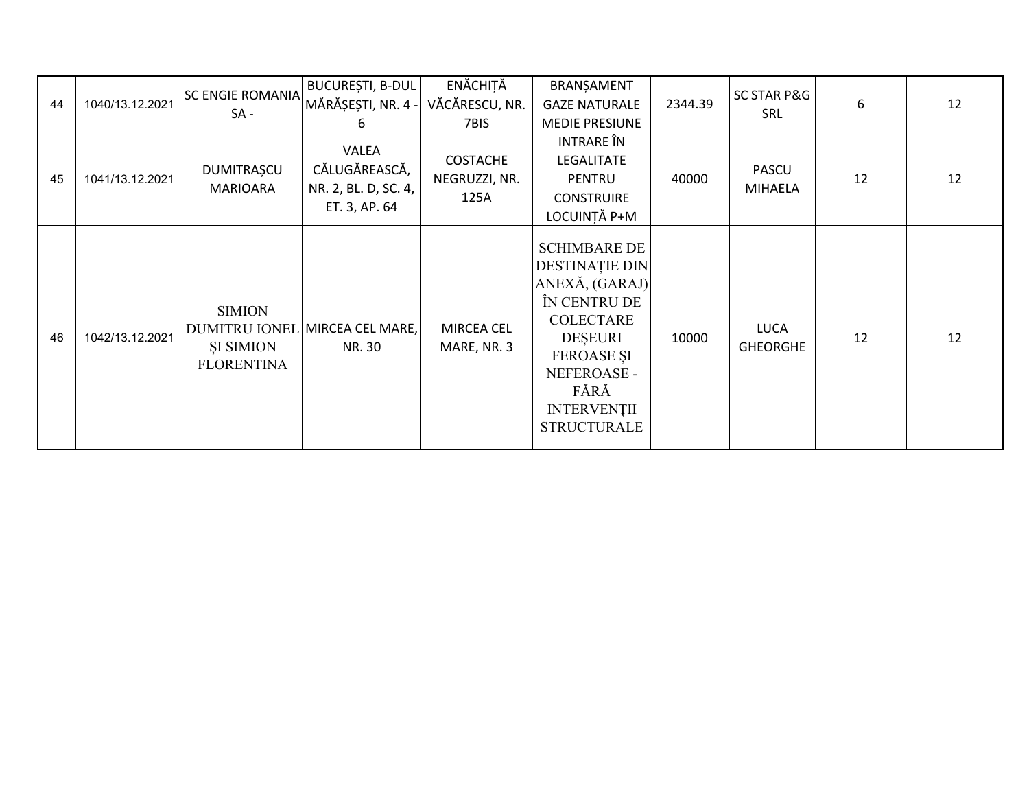| | | | | | | | | | |
|---|---|---|---|---|---|---|---|---|---|
| 44 | 1040/13.12.2021 | SC ENGIE ROMANIA SA - | BUCUREȘTI, B-DUL MĂRĂȘEȘTI, NR. 4 - 6 | ENĂCHIȚĂ VĂCĂRESCU, NR. 7BIS | BRANȘAMENT GAZE NATURALE MEDIE PRESIUNE | 2344.39 | SC STAR P&G SRL | 6 | 12 |
| 45 | 1041/13.12.2021 | DUMITRAȘCU MARIOARA | VALEA CĂLUGĂREASCĂ, NR. 2, BL. D, SC. 4, ET. 3, AP. 64 | COSTACHE NEGRUZZI, NR. 125A | INTRARE ÎN LEGALITATE PENTRU CONSTRUIRE LOCUINȚĂ P+M | 40000 | PASCU MIHAELA | 12 | 12 |
| 46 | 1042/13.12.2021 | SIMION DUMITRU IONEL ȘI SIMION FLORENTINA | MIRCEA CEL MARE, NR. 30 | MIRCEA CEL MARE, NR. 3 | SCHIMBARE DE DESTINAȚIE DIN ANEXĂ, (GARAJ) ÎN CENTRU DE COLECTARE DEȘEURI FEROASE ȘI NEFEROASE - FĂRĂ INTERVENȚII STRUCTURALE | 10000 | LUCA GHEORGHE | 12 | 12 |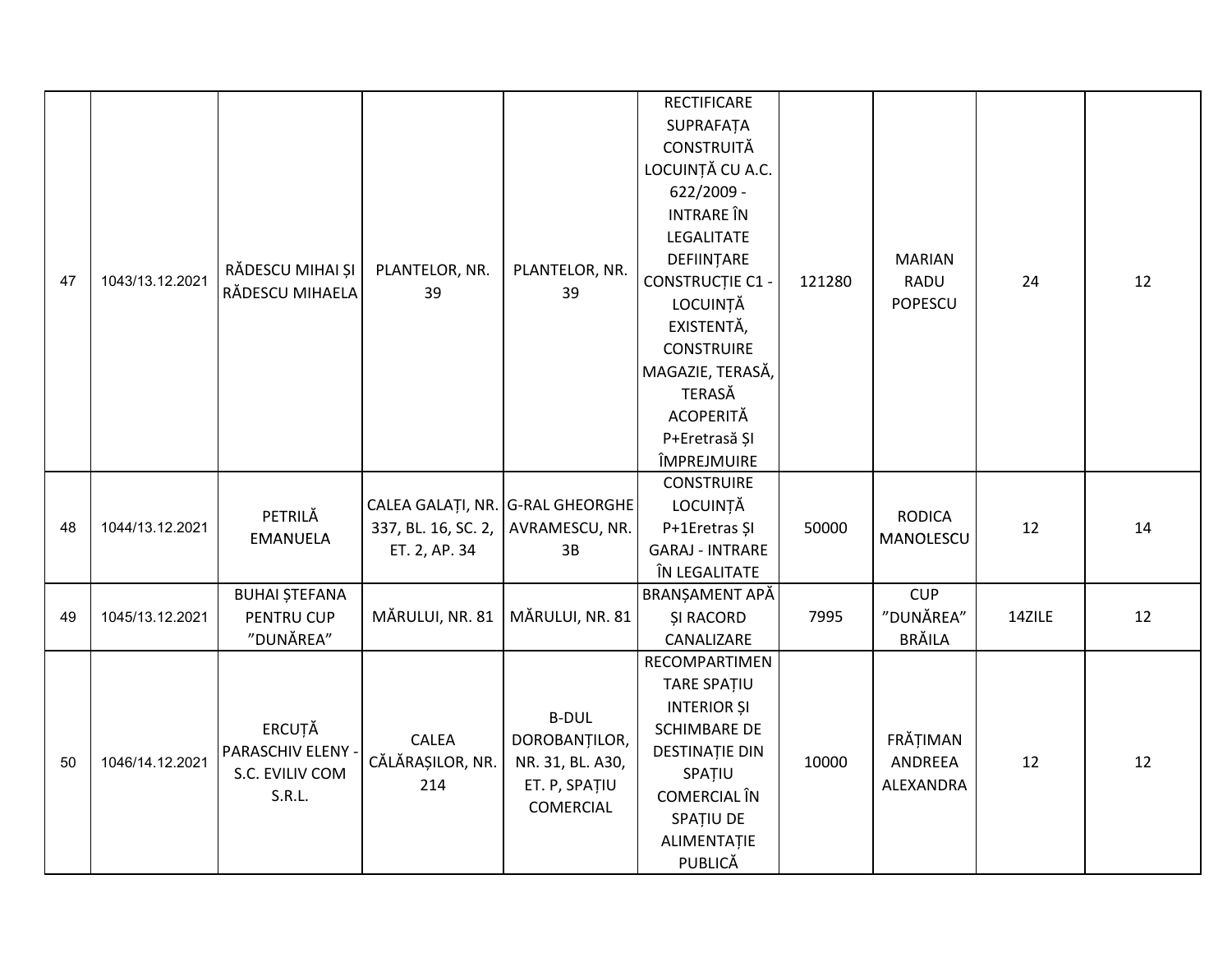| 47 | 1043/13.12.2021 | RĂDESCU MIHAI ȘI RĂDESCU MIHAELA | PLANTELOR, NR. 39 | PLANTELOR, NR. 39 | RECTIFICARE SUPRAFAȚA CONSTRUITĂ LOCUINȚĂ CU A.C. 622/2009 - INTRARE ÎN LEGALITATE DEFIINȚARE CONSTRUCȚIE C1 - LOCUINȚĂ EXISTENTĂ, CONSTRUIRE MAGAZIE, TERASĂ, TERASĂ ACOPERITĂ P+Eretrasă ȘI ÎMPREJMUIRE | 121280 | MARIAN RADU POPESCU | 24 | 12 |
|---|---|---|---|---|---|---|---|---|---|
| 48 | 1044/13.12.2021 | PETRILĂ EMANUELA | CALEA GALAȚI, NR. 337, BL. 16, SC. 2, ET. 2, AP. 34 | G-RAL GHEORGHE AVRAMESCU, NR. 3B | CONSTRUIRE LOCUINȚĂ P+1Eretras ȘI GARAJ - INTRARE ÎN LEGALITATE | 50000 | RODICA MANOLESCU | 12 | 14 |
| 49 | 1045/13.12.2021 | BUHAI ȘTEFANA PENTRU CUP ”DUNĂREA” | MĂRULUI, NR. 81 | MĂRULUI, NR. 81 | BRANȘAMENT APĂ ȘI RACORD CANALIZARE | 7995 | CUP ”DUNĂREA” BRĂILA | 14ZILE | 12 |
| 50 | 1046/14.12.2021 | ERCUȚĂ PARASCHIV ELENY - S.C. EVILIV COM S.R.L. | CALEA CĂLĂRAȘILOR, NR. 214 | B-DUL DOROBANȚILOR, NR. 31, BL. A30, ET. P, SPAȚIU COMERCIAL | RECOMPARTIMENTARE SPAȚIU INTERIOR ȘI SCHIMBARE DE DESTINAȚIE DIN SPAȚIU COMERCIAL ÎN SPAȚIU DE ALIMENTAȚIE PUBLICĂ | 10000 | FRĂȚIMAN ANDREEA ALEXANDRA | 12 | 12 |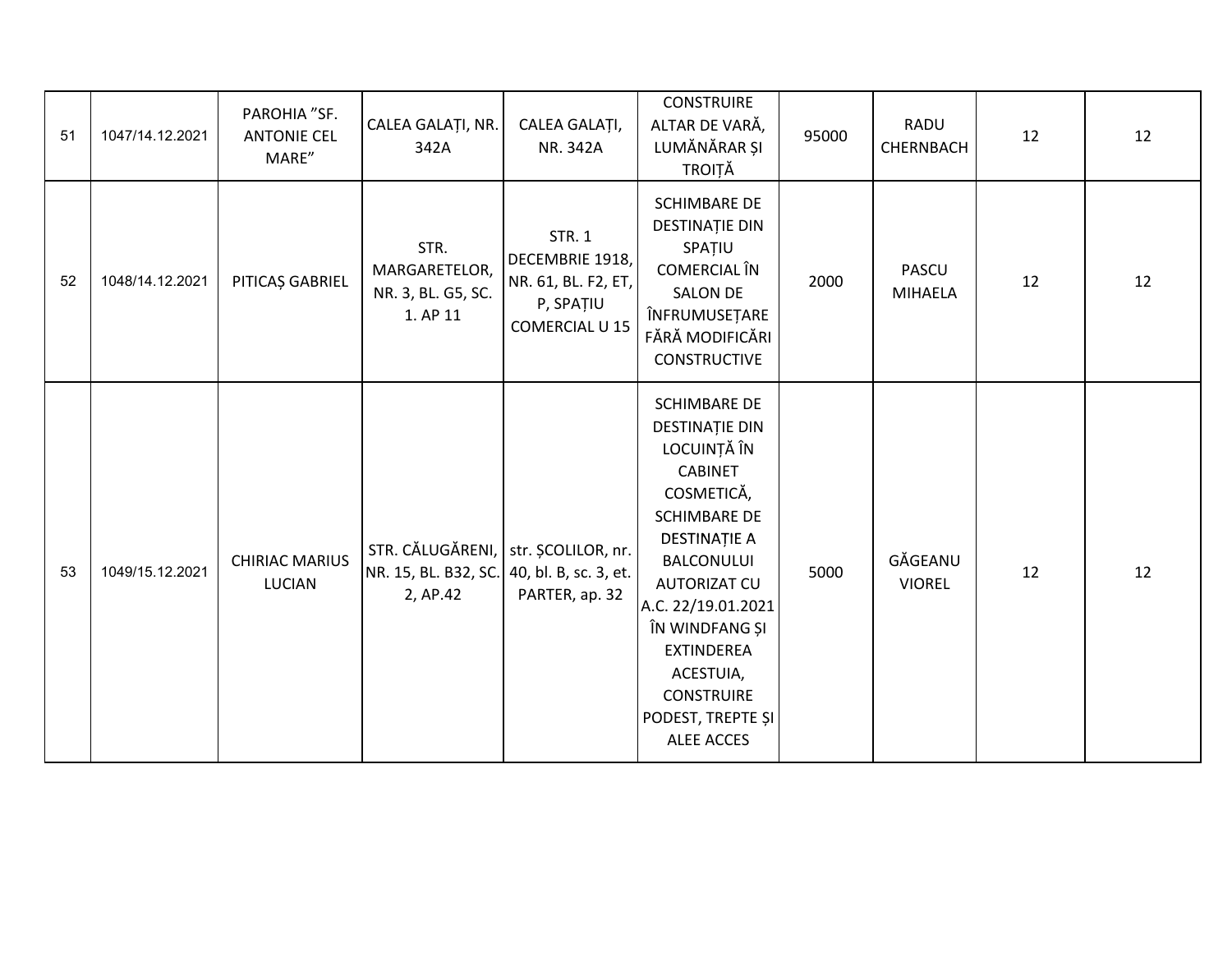| | | | | | | | | | |
|---|---|---|---|---|---|---|---|---|---|
| 51 | 1047/14.12.2021 | PAROHIA ”SF. ANTONIE CEL MARE” | CALEA GALAȚI, NR. 342A | CALEA GALAȚI, NR. 342A | CONSTRUIRE ALTAR DE VARĂ, LUMĂNĂRAR ȘI TROIȚĂ | 95000 | RADU CHERNBACH | 12 | 12 |
| 52 | 1048/14.12.2021 | PITICAȘ GABRIEL | STR. MARGARETELOR, NR. 3, BL. G5, SC. 1. AP 11 | STR. 1 DECEMBRIE 1918, NR. 61, BL. F2, ET, P, SPAȚIU COMERCIAL U 15 | SCHIMBARE DE DESTINAȚIE DIN SPAȚIU COMERCIAL ÎN SALON DE ÎNFRUMUSEȚARE FĂRĂ MODIFICĂRI CONSTRUCTIVE | 2000 | PASCU MIHAELA | 12 | 12 |
| 53 | 1049/15.12.2021 | CHIRIAC MARIUS LUCIAN | STR. CĂLUGĂRENI, NR. 15, BL. B32, SC. 2, AP.42 | str. ȘCOLILOR, nr. 40, bl. B, sc. 3, et. PARTER, ap. 32 | SCHIMBARE DE DESTINAȚIE DIN LOCUINȚĂ ÎN CABINET COSMETICĂ, SCHIMBARE DE DESTINAȚIE A BALCONULUI AUTORIZAT CU A.C. 22/19.01.2021 ÎN WINDFANG ȘI EXTINDEREA ACESTUIA, CONSTRUIRE PODEST, TREPTE ȘI ALEE ACCES | 5000 | GĂGEANU VIOREL | 12 | 12 |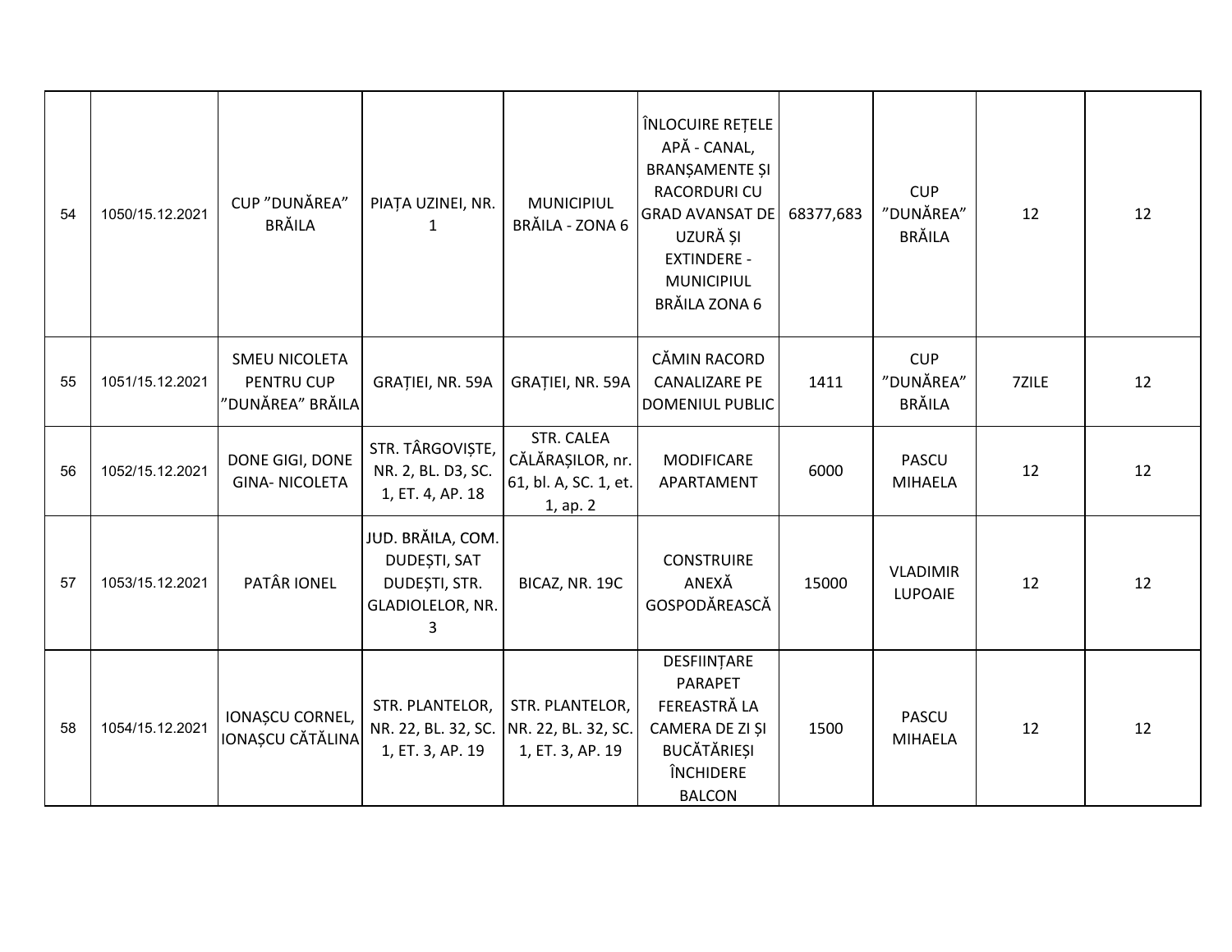| | | | | | | | | | |
|---|---|---|---|---|---|---|---|---|---|
| 54 | 1050/15.12.2021 | CUP ”DUNĂREA” BRĂILA | PIAȚA UZINEI, NR. 1 | MUNICIPIUL BRĂILA - ZONA 6 | ÎNLOCUIRE REȚELE APĂ - CANAL, BRANȘAMENTE ȘI RACORDURI CU GRAD AVANSAT DE UZURĂ ȘI EXTINDERE - MUNICIPIUL BRĂILA ZONA 6 | 68377,683 | CUP ”DUNĂREA” BRĂILA | 12 | 12 |
| 55 | 1051/15.12.2021 | SMEU NICOLETA PENTRU CUP ”DUNĂREA” BRĂILA | GRAȚIEI, NR. 59A | GRAȚIEI, NR. 59A | CĂMIN RACORD CANALIZARE PE DOMENIUL PUBLIC | 1411 | CUP ”DUNĂREA” BRĂILA | 7ZILE | 12 |
| 56 | 1052/15.12.2021 | DONE GIGI, DONE GINA- NICOLETA | STR. TÂRGOVIȘTE, NR. 2, BL. D3, SC. 1, ET. 4, AP. 18 | STR. CALEA CĂLĂRAȘILOR, nr. 61, bl. A, SC. 1, et. 1, ap. 2 | MODIFICARE APARTAMENT | 6000 | PASCU MIHAELA | 12 | 12 |
| 57 | 1053/15.12.2021 | PATÂR IONEL | JUD. BRĂILA, COM. DUDEȘTI, SAT DUDEȘTI, STR. GLADIOLELOR, NR. 3 | BICAZ, NR. 19C | CONSTRUIRE ANEXĂ GOSPODĂREASCĂ | 15000 | VLADIMIR LUPOAIE | 12 | 12 |
| 58 | 1054/15.12.2021 | IONAȘCU CORNEL, IONAȘCU CĂTĂLINA | STR. PLANTELOR, NR. 22, BL. 32, SC. 1, ET. 3, AP. 19 | STR. PLANTELOR, NR. 22, BL. 32, SC. 1, ET. 3, AP. 19 | DESFIINȚARE PARAPET FEREASTRĂ LA CAMERA DE ZI ȘI BUCĂTĂRIEȘI ÎNCHIDERE BALCON | 1500 | PASCU MIHAELA | 12 | 12 |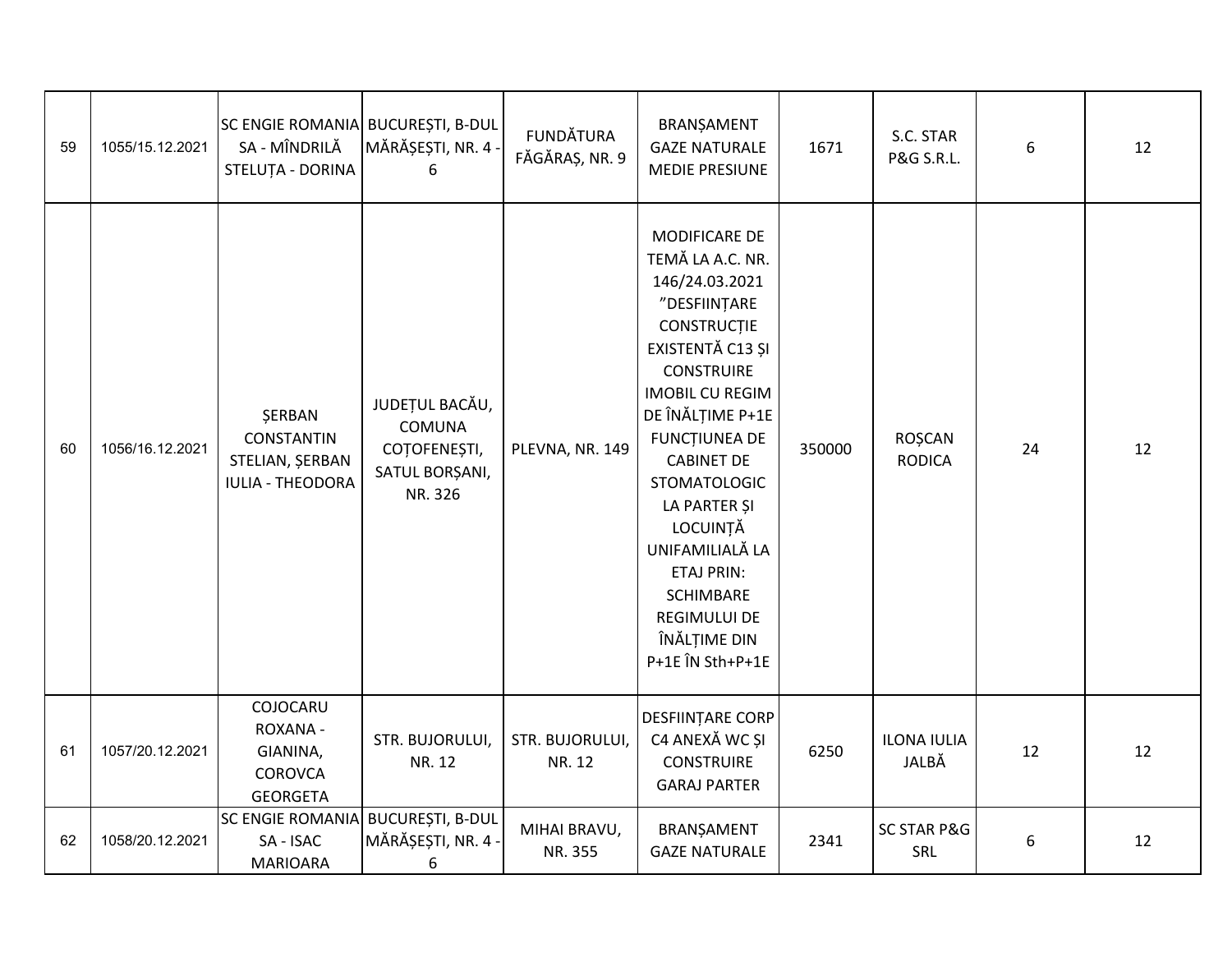| 59 | 1055/15.12.2021 | SC ENGIE ROMANIA SA - MÎNDRILĂ STELUȚA - DORINA | BUCUREȘTI, B-DUL MĂRĂȘEȘTI, NR. 4 - 6 | FUNDĂTURA FĂGĂRAȘ, NR. 9 | BRANȘAMENT GAZE NATURALE MEDIE PRESIUNE | 1671 | S.C. STAR P&G S.R.L. | 6 | 12 |
|---|---|---|---|---|---|---|---|---|---|
| 60 | 1056/16.12.2021 | ȘERBAN CONSTANTIN STELIAN, ȘERBAN IULIA - THEODORA | JUDEȚUL BACĂU, COMUNA COȚOFENEȘTI, SATUL BORȘANI, NR. 326 | PLEVNA, NR. 149 | MODIFICARE DE TEMĂ LA A.C. NR. 146/24.03.2021 ”DESFIINȚARE CONSTRUCȚIE EXISTENTĂ C13 ȘI CONSTRUIRE IMOBIL CU REGIM DE ÎNĂLȚIME P+1E FUNCȚIUNEA DE CABINET DE STOMATOLOGIC LA PARTER ȘI LOCUINȚĂ UNIFAMILIALĂ LA ETAJ PRIN: SCHIMBARE REGIMULUI DE ÎNĂLȚIME DIN P+1E ÎN Sth+P+1E | 350000 | ROȘCAN RODICA | 24 | 12 |
| 61 | 1057/20.12.2021 | COJOCARU ROXANA - GIANINA, COROVCA GEORGETA | STR. BUJORULUI, NR. 12 | STR. BUJORULUI, NR. 12 | DESFIINȚARE CORP C4 ANEXĂ WC ȘI CONSTRUIRE GARAJ PARTER | 6250 | ILONA IULIA JALBĂ | 12 | 12 |
| 62 | 1058/20.12.2021 | SC ENGIE ROMANIA SA - ISAC MARIOARA | BUCUREȘTI, B-DUL MĂRĂȘEȘTI, NR. 4 - 6 | MIHAI BRAVU, NR. 355 | BRANȘAMENT GAZE NATURALE | 2341 | SC STAR P&G SRL | 6 | 12 |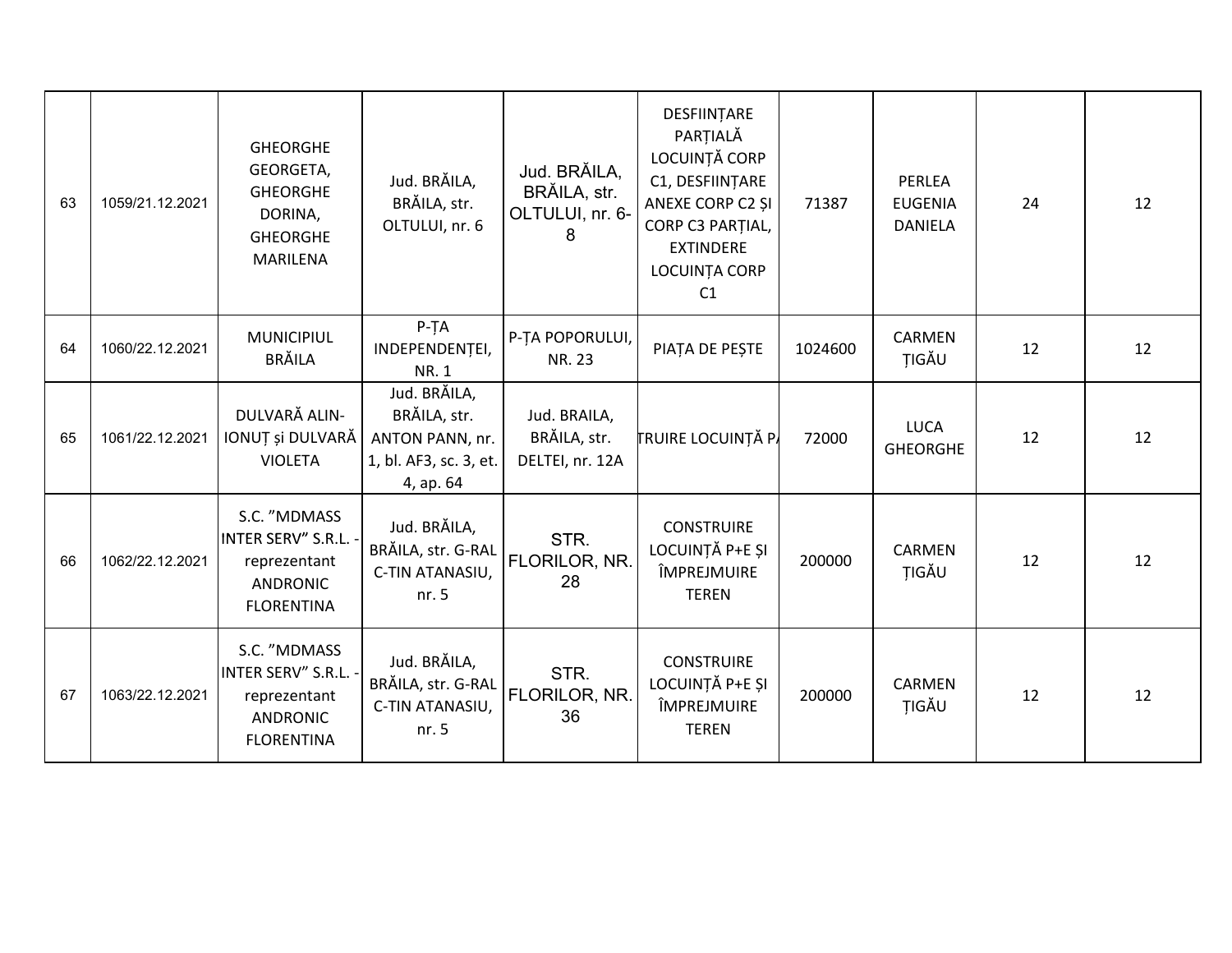| | | | | | | | | | |
|---|---|---|---|---|---|---|---|---|---|
| 63 | 1059/21.12.2021 | GHEORGHE GEORGETA, GHEORGHE DORINA, GHEORGHE MARILENA | Jud. BRĂILA, BRĂILA, str. OLTULUI, nr. 6 | Jud. BRĂILA, BRĂILA, str. OLTULUI, nr. 6-8 | DESFIINȚARE PARȚIALĂ LOCUINȚĂ CORP C1, DESFIINȚARE ANEXE CORP C2 ȘI CORP C3 PARȚIAL, EXTINDERE LOCUINȚA CORP C1 | 71387 | PERLEA EUGENIA DANIELA | 24 | 12 |
| 64 | 1060/22.12.2021 | MUNICIPIUL BRĂILA | P-ȚA INDEPENDENȚEI, NR. 1 | P-ȚA POPORULUI, NR. 23 | PIAȚA DE PEȘTE | 1024600 | CARMEN ȚIGĂU | 12 | 12 |
| 65 | 1061/22.12.2021 | DULVARĂ ALIN-IONUȚ și DULVARĂ VIOLETA | Jud. BRĂILA, BRĂILA, str. ANTON PANN, nr. 1, bl. AF3, sc. 3, et. 4, ap. 64 | Jud. BRAILA, BRĂILA, str. DELTEI, nr. 12A | TRUIRE LOCUINȚĂ P/ | 72000 | LUCA GHEORGHE | 12 | 12 |
| 66 | 1062/22.12.2021 | S.C. "MDMASS INTER SERV" S.R.L. - reprezentant ANDRONIC FLORENTINA | Jud. BRĂILA, BRĂILA, str. G-RAL C-TIN ATANASIU, nr. 5 | STR. FLORILOR, NR. 28 | CONSTRUIRE LOCUINȚĂ P+E ȘI ÎMPREJMUIRE TEREN | 200000 | CARMEN ȚIGĂU | 12 | 12 |
| 67 | 1063/22.12.2021 | S.C. "MDMASS INTER SERV" S.R.L. - reprezentant ANDRONIC FLORENTINA | Jud. BRĂILA, BRĂILA, str. G-RAL C-TIN ATANASIU, nr. 5 | STR. FLORILOR, NR. 36 | CONSTRUIRE LOCUINȚĂ P+E ȘI ÎMPREJMUIRE TEREN | 200000 | CARMEN ȚIGĂU | 12 | 12 |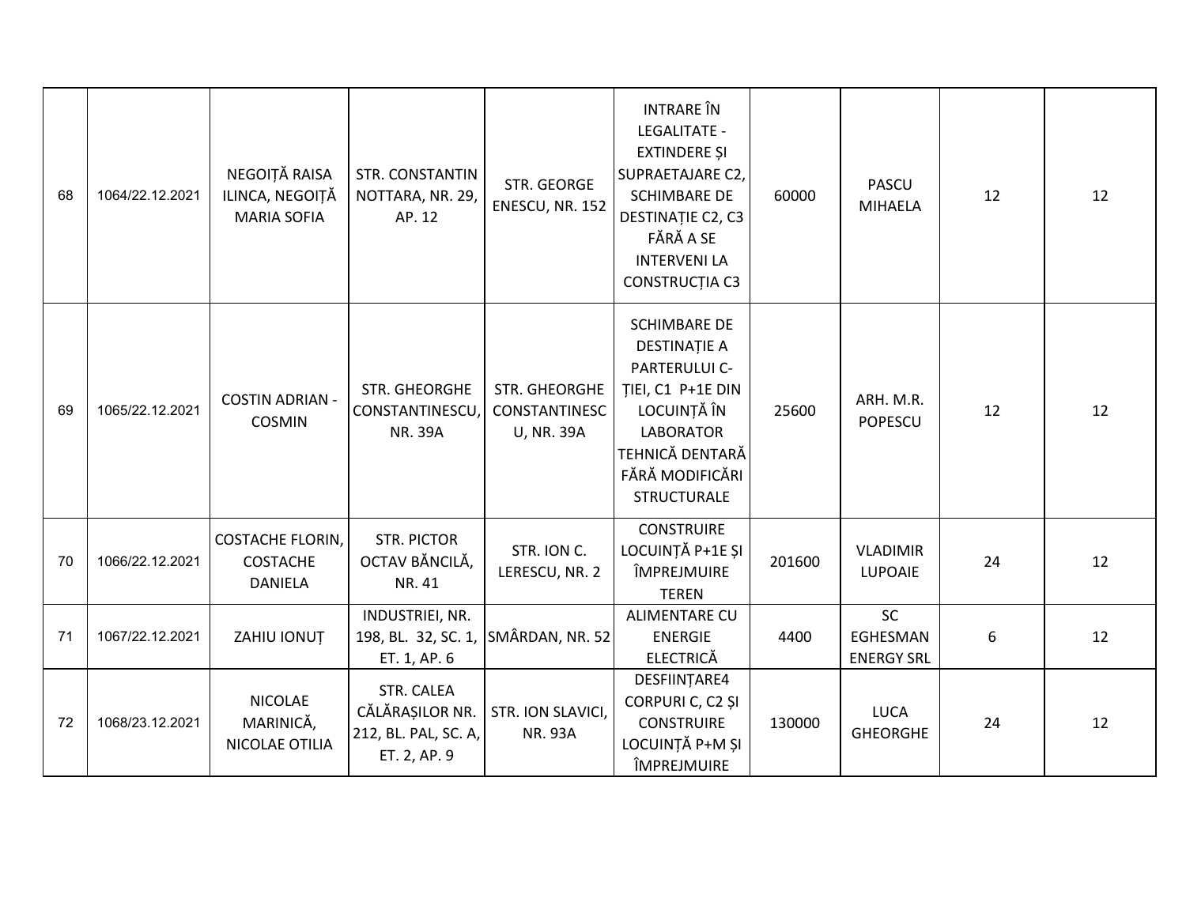| 68 | 1064/22.12.2021 | NEGOIȚĂ RAISA ILINCA, NEGOIȚĂ MARIA SOFIA | STR. CONSTANTIN NOTTARA, NR. 29, AP. 12 | STR. GEORGE ENESCU, NR. 152 | INTRARE ÎN LEGALITATE - EXTINDERE ȘI SUPRAETAJARE C2, SCHIMBARE DE DESTINAȚIE C2, C3 FĂRĂ A SE INTERVENI LA CONSTRUCȚIA C3 | 60000 | PASCU MIHAELA | 12 | 12 |
|---|---|---|---|---|---|---|---|---|---|
| 69 | 1065/22.12.2021 | COSTIN ADRIAN - COSMIN | STR. GHEORGHE CONSTANTINESCU, NR. 39A | STR. GHEORGHE CONSTANTINESCU, NR. 39A | SCHIMBARE DE DESTINAȚIE A PARTERULUI C-ȚIEI, C1 P+1E DIN LOCUINȚĂ ÎN LABORATOR TEHNICĂ DENTARĂ FĂRĂ MODIFICĂRI STRUCTURALE | 25600 | ARH. M.R. POPESCU | 12 | 12 |
| 70 | 1066/22.12.2021 | COSTACHE FLORIN, COSTACHE DANIELA | STR. PICTOR OCTAV BĂNCILĂ, NR. 41 | STR. ION C. LERESCU, NR. 2 | CONSTRUIRE LOCUINȚĂ P+1E ȘI ÎMPREJMUIRE TEREN | 201600 | VLADIMIR LUPOAIE | 24 | 12 |
| 71 | 1067/22.12.2021 | ZAHIU IONUȚ | INDUSTRIEI, NR. 198, BL. 32, SC. 1, ET. 1, AP. 6 | SMÂRDAN, NR. 52 | ALIMENTARE CU ENERGIE ELECTRICĂ | 4400 | SC EGHESMAN ENERGY SRL | 6 | 12 |
| 72 | 1068/23.12.2021 | NICOLAE MARINICĂ, NICOLAE OTILIA | STR. CALEA CĂLĂRAȘILOR NR. 212, BL. PAL, SC. A, ET. 2, AP. 9 | STR. ION SLAVICI, NR. 93A | DESFIINȚARE4 CORPURI C, C2 ȘI CONSTRUIRE LOCUINȚĂ P+M ȘI ÎMPREJMUIRE | 130000 | LUCA GHEORGHE | 24 | 12 |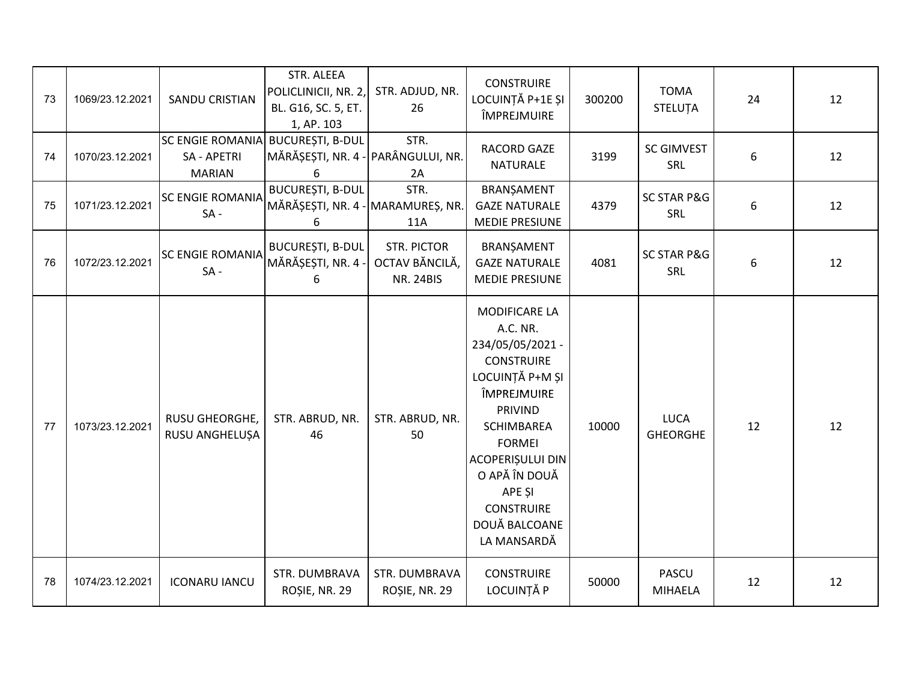| 73 | 1069/23.12.2021 | SANDU CRISTIAN | STR. ALEEA POLICLINICII, NR. 2, BL. G16, SC. 5, ET. 1, AP. 103 | STR. ADJUD, NR. 26 | CONSTRUIRE LOCUINȚĂ P+1E ȘI ÎMPREJMUIRE | 300200 | TOMA STELUȚA | 24 | 12 |
|---|---|---|---|---|---|---|---|---|---|
| 74 | 1070/23.12.2021 | SC ENGIE ROMANIA SA - APETRI MARIAN | BUCUREȘTI, B-DUL MĂRĂȘEȘTI, NR. 4 - 6 | STR. PARÂNGULUI, NR. 2A | RACORD GAZE NATURALE | 3199 | SC GIMVEST SRL | 6 | 12 |
| 75 | 1071/23.12.2021 | SC ENGIE ROMANIA SA - | BUCUREȘTI, B-DUL MĂRĂȘEȘTI, NR. 4 - 6 | STR. MARAMUREȘ, NR. 11A | BRANȘAMENT GAZE NATURALE MEDIE PRESIUNE | 4379 | SC STAR P&G SRL | 6 | 12 |
| 76 | 1072/23.12.2021 | SC ENGIE ROMANIA SA - | BUCUREȘTI, B-DUL MĂRĂȘEȘTI, NR. 4 - 6 | STR. PICTOR OCTAV BĂNCILĂ, NR. 24BIS | BRANȘAMENT GAZE NATURALE MEDIE PRESIUNE | 4081 | SC STAR P&G SRL | 6 | 12 |
| 77 | 1073/23.12.2021 | RUSU GHEORGHE, RUSU ANGHELUȘA | STR. ABRUD, NR. 46 | STR. ABRUD, NR. 50 | MODIFICARE LA A.C. NR. 234/05/05/2021 - CONSTRUIRE LOCUINȚĂ P+M ȘI ÎMPREJMUIRE PRIVIND SCHIMBAREA FORMEI ACOPERIȘULUI DIN O APĂ ÎN DOUĂ APE ȘI CONSTRUIRE DOUĂ BALCOANE LA MANSARDĂ | 10000 | LUCA GHEORGHE | 12 | 12 |
| 78 | 1074/23.12.2021 | ICONARU IANCU | STR. DUMBRAVA ROȘIE, NR. 29 | STR. DUMBRAVA ROȘIE, NR. 29 | CONSTRUIRE LOCUINȚĂ P | 50000 | PASCU MIHAELA | 12 | 12 |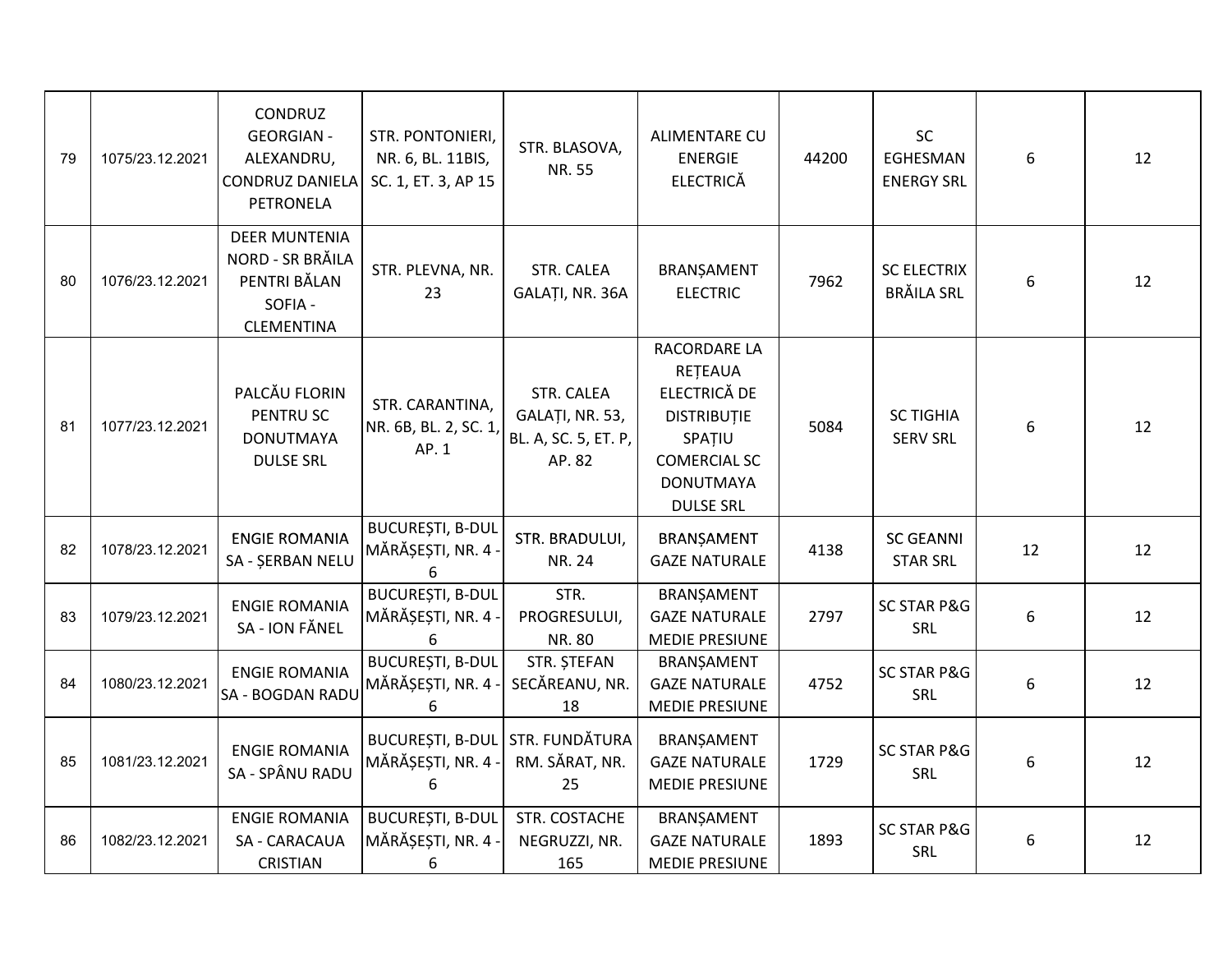| 79 | 1075/23.12.2021 | CONDRUZ GEORGIAN - ALEXANDRU, CONDRUZ DANIELA PETRONELA | STR. PONTONIERI, NR. 6, BL. 11BIS, SC. 1, ET. 3, AP 15 | STR. BLASOVA, NR. 55 | ALIMENTARE CU ENERGIE ELECTRICĂ | 44200 | SC EGHESMAN ENERGY SRL | 6 | 12 |
|---|---|---|---|---|---|---|---|---|---|
| 80 | 1076/23.12.2021 | DEER MUNTENIA NORD - SR BRĂILA PENTRI BĂLAN SOFIA - CLEMENTINA | STR. PLEVNA, NR. 23 | STR. CALEA GALAȚI, NR. 36A | BRANȘAMENT ELECTRIC | 7962 | SC ELECTRIX BRĂILA SRL | 6 | 12 |
| 81 | 1077/23.12.2021 | PALCĂU FLORIN PENTRU SC DONUTMAYA DULSE SRL | STR. CARANTINA, NR. 6B, BL. 2, SC. 1, AP. 1 | STR. CALEA GALAȚI, NR. 53, BL. A, SC. 5, ET. P, AP. 82 | RACORDARE LA REȚEAUA ELECTRICĂ DE DISTRIBUȚIE SPAȚIU COMERCIAL SC DONUTMAYA DULSE SRL | 5084 | SC TIGHIA SERV SRL | 6 | 12 |
| 82 | 1078/23.12.2021 | ENGIE ROMANIA SA - ȘERBAN NELU | BUCUREȘTI, B-DUL MĂRĂȘEȘTI, NR. 4 - 6 | STR. BRADULUI, NR. 24 | BRANȘAMENT GAZE NATURALE | 4138 | SC GEANNI STAR SRL | 12 | 12 |
| 83 | 1079/23.12.2021 | ENGIE ROMANIA SA - ION FĂNEL | BUCUREȘTI, B-DUL MĂRĂȘEȘTI, NR. 4 - 6 | STR. PROGRESULUI, NR. 80 | BRANȘAMENT GAZE NATURALE MEDIE PRESIUNE | 2797 | SC STAR P&G SRL | 6 | 12 |
| 84 | 1080/23.12.2021 | ENGIE ROMANIA SA - BOGDAN RADU | BUCUREȘTI, B-DUL MĂRĂȘEȘTI, NR. 4 - 6 | STR. ȘTEFAN SECĂREANU, NR. 18 | BRANȘAMENT GAZE NATURALE MEDIE PRESIUNE | 4752 | SC STAR P&G SRL | 6 | 12 |
| 85 | 1081/23.12.2021 | ENGIE ROMANIA SA - SPÂNU RADU | BUCUREȘTI, B-DUL MĂRĂȘEȘTI, NR. 4 - 6 | STR. FUNDĂTURA RM. SĂRAT, NR. 25 | BRANȘAMENT GAZE NATURALE MEDIE PRESIUNE | 1729 | SC STAR P&G SRL | 6 | 12 |
| 86 | 1082/23.12.2021 | ENGIE ROMANIA SA - CARACAUA CRISTIAN | BUCUREȘTI, B-DUL MĂRĂȘEȘTI, NR. 4 - 6 | STR. COSTACHE NEGRUZZI, NR. 165 | BRANȘAMENT GAZE NATURALE MEDIE PRESIUNE | 1893 | SC STAR P&G SRL | 6 | 12 |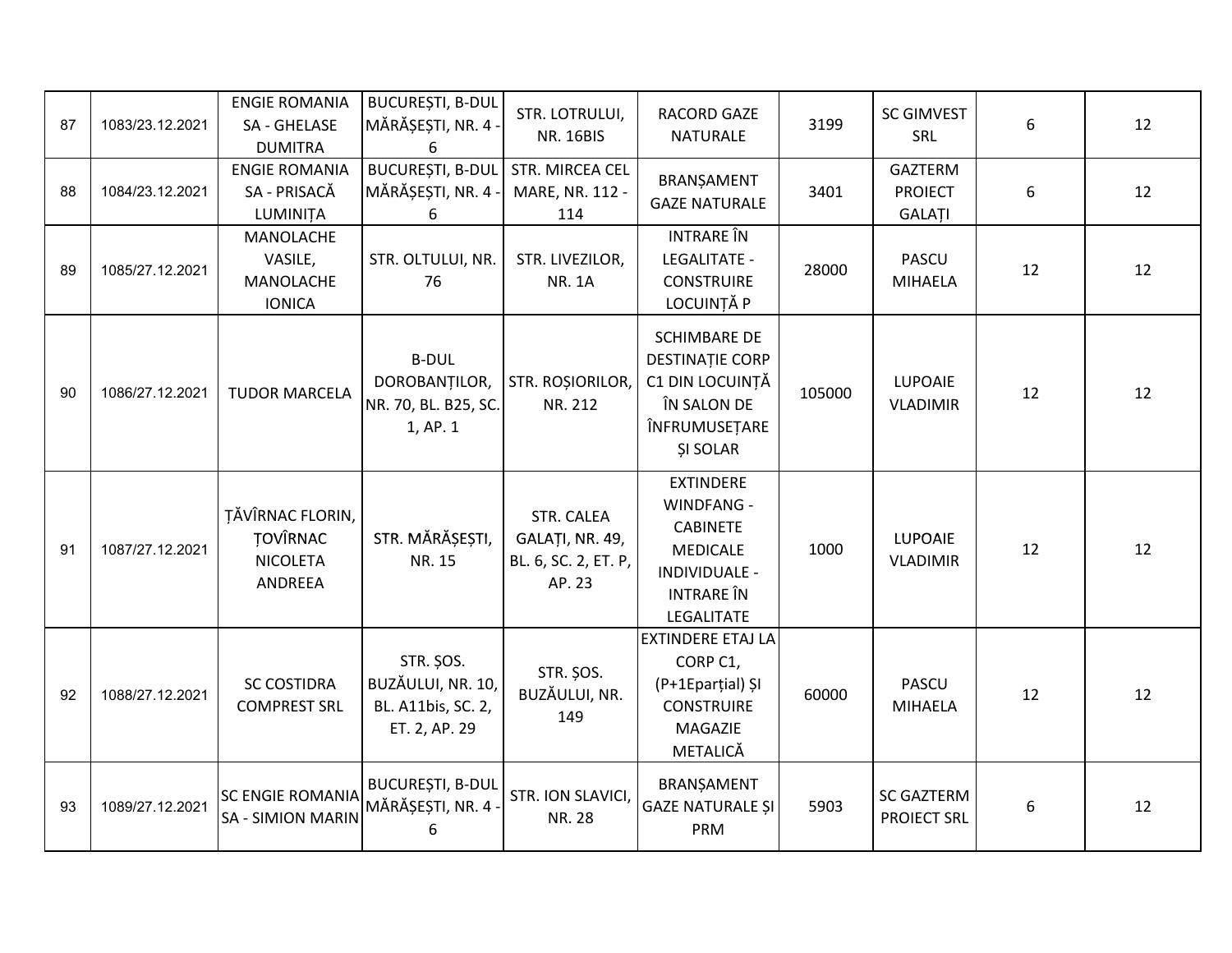| 87 | 1083/23.12.2021 | ENGIE ROMANIA SA - GHELASE DUMITRA | BUCUREȘTI, B-DUL MĂRĂȘEȘTI, NR. 4 - 6 | STR. LOTRULUI, NR. 16BIS | RACORD GAZE NATURALE | 3199 | SC GIMVEST SRL | 6 | 12 |
|---|---|---|---|---|---|---|---|---|---|
| 88 | 1084/23.12.2021 | ENGIE ROMANIA SA - PRISACĂ LUMINIȚA | BUCUREȘTI, B-DUL MĂRĂȘEȘTI, NR. 4 - 6 | STR. MIRCEA CEL MARE, NR. 112 - 114 | BRANȘAMENT GAZE NATURALE | 3401 | GAZTERM PROIECT GALAȚI | 6 | 12 |
| 89 | 1085/27.12.2021 | MANOLACHE VASILE, MANOLACHE IONICA | STR. OLTULUI, NR. 76 | STR. LIVEZILOR, NR. 1A | INTRARE ÎN LEGALITATE - CONSTRUIRE LOCUINȚĂ P | 28000 | PASCU MIHAELA | 12 | 12 |
| 90 | 1086/27.12.2021 | TUDOR MARCELA | B-DUL DOROBANȚILOR, NR. 70, BL. B25, SC. 1, AP. 1 | STR. ROȘIORILOR, NR. 212 | SCHIMBARE DE DESTINAȚIE CORP C1 DIN LOCUINȚĂ ÎN SALON DE ÎNFRUMUSEȚARE ȘI SOLAR | 105000 | LUPOAIE VLADIMIR | 12 | 12 |
| 91 | 1087/27.12.2021 | ȚĂVÎRNAC FLORIN, ȚOVÎRNAC NICOLETA ANDREEA | STR. MĂRĂȘEȘTI, NR. 15 | STR. CALEA GALAȚI, NR. 49, BL. 6, SC. 2, ET. P, AP. 23 | EXTINDERE WINDFANG - CABINETE MEDICALE INDIVIDUALE - INTRARE ÎN LEGALITATE | 1000 | LUPOAIE VLADIMIR | 12 | 12 |
| 92 | 1088/27.12.2021 | SC COSTIDRA COMPREST SRL | STR. ȘOS. BUZĂULUI, NR. 10, BL. A11bis, SC. 2, ET. 2, AP. 29 | STR. ȘOS. BUZĂULUI, NR. 149 | EXTINDERE ETAJ LA CORP C1, (P+1Eparțial) ȘI CONSTRUIRE MAGAZIE METALICĂ | 60000 | PASCU MIHAELA | 12 | 12 |
| 93 | 1089/27.12.2021 | SC ENGIE ROMANIA SA - SIMION MARIN | BUCUREȘTI, B-DUL MĂRĂȘEȘTI, NR. 4 - 6 | STR. ION SLAVICI, NR. 28 | BRANȘAMENT GAZE NATURALE ȘI PRM | 5903 | SC GAZTERM PROIECT SRL | 6 | 12 |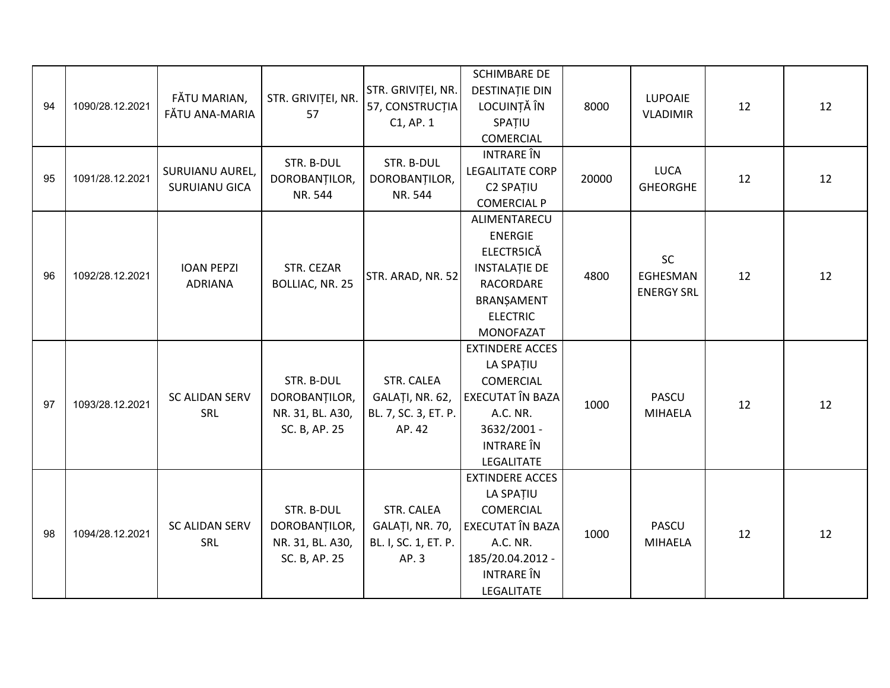| 94 | 1090/28.12.2021 | FĂTU MARIAN, FĂTU ANA-MARIA | STR. GRIVIȚEI, NR. 57 | STR. GRIVIȚEI, NR. 57, CONSTRUCȚIA C1, AP. 1 | SCHIMBARE DE DESTINAȚIE DIN LOCUINȚĂ ÎN SPAȚIU COMERCIAL | 8000 | LUPOAIE VLADIMIR | 12 | 12 |
|---|---|---|---|---|---|---|---|---|---|
| 95 | 1091/28.12.2021 | SURUIANU AUREL, SURUIANU GICA | STR. B-DUL DOROBANȚILOR, NR. 544 | STR. B-DUL DOROBANȚILOR, NR. 544 | INTRARE ÎN LEGALITATE CORP C2 SPAȚIU COMERCIAL P | 20000 | LUCA GHEORGHE | 12 | 12 |
| 96 | 1092/28.12.2021 | IOAN PEPZI ADRIANA | STR. CEZAR BOLLIAC, NR. 25 | STR. ARAD, NR. 52 | ALIMENTARECU ENERGIE ELECTR5ICĂ INSTALAȚIE DE RACORDARE BRANȘAMENT ELECTRIC MONOFAZAT | 4800 | SC EGHESMAN ENERGY SRL | 12 | 12 |
| 97 | 1093/28.12.2021 | SC ALIDAN SERV SRL | STR. B-DUL DOROBANȚILOR, NR. 31, BL. A30, SC. B, AP. 25 | STR. CALEA GALAȚI, NR. 62, BL. 7, SC. 3, ET. P. AP. 42 | EXTINDERE ACCES LA SPAȚIU COMERCIAL EXECUTAT ÎN BAZA A.C. NR. 3632/2001 - INTRARE ÎN LEGALITATE | 1000 | PASCU MIHAELA | 12 | 12 |
| 98 | 1094/28.12.2021 | SC ALIDAN SERV SRL | STR. B-DUL DOROBANȚILOR, NR. 31, BL. A30, SC. B, AP. 25 | STR. CALEA GALAȚI, NR. 70, BL. I, SC. 1, ET. P. AP. 3 | EXTINDERE ACCES LA SPAȚIU COMERCIAL EXECUTAT ÎN BAZA A.C. NR. 185/20.04.2012 - INTRARE ÎN LEGALITATE | 1000 | PASCU MIHAELA | 12 | 12 |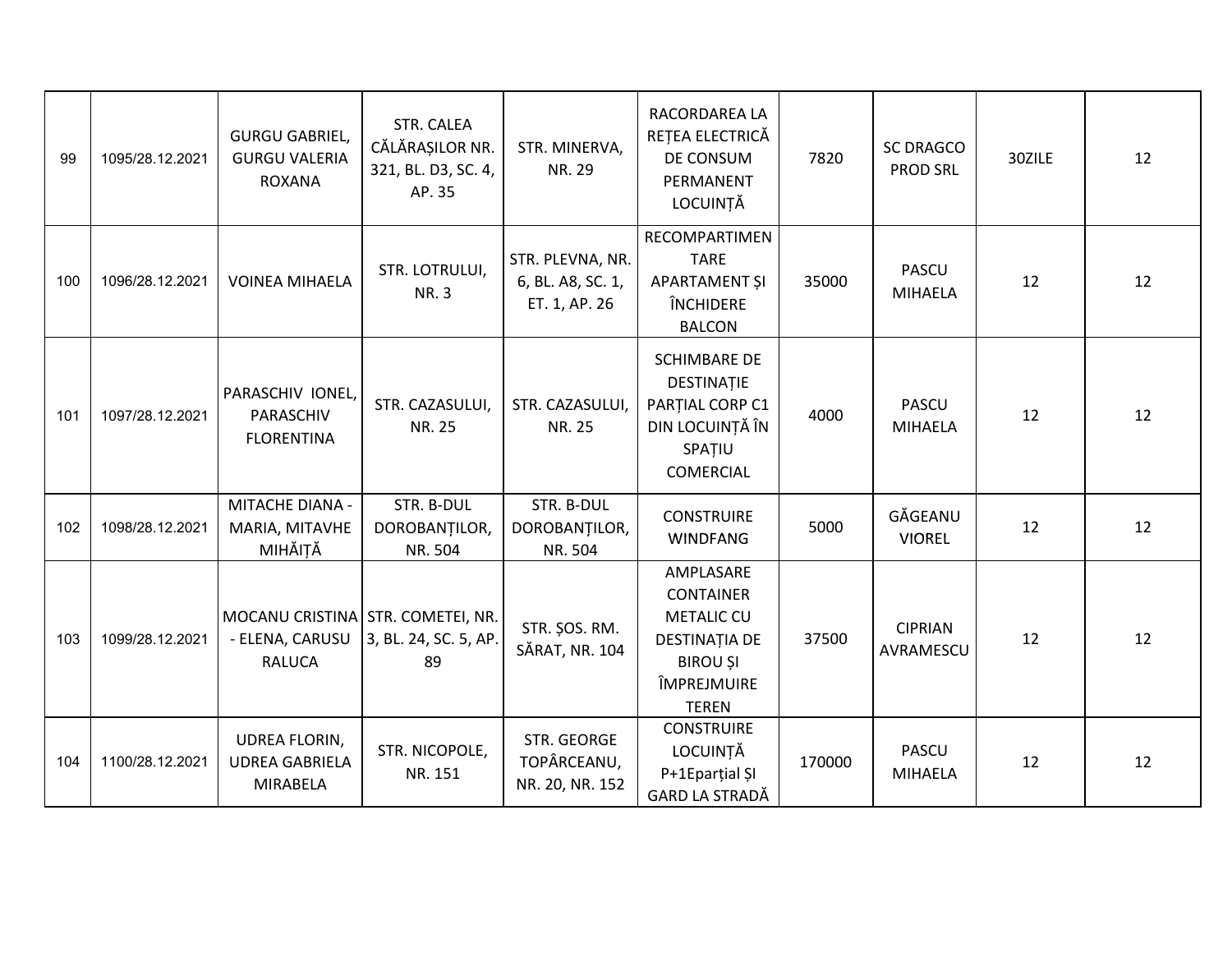| | | | | | | | | | |
|---|---|---|---|---|---|---|---|---|---|
| 99 | 1095/28.12.2021 | GURGU GABRIEL, GURGU VALERIA ROXANA | STR. CALEA CĂLĂRAȘILOR NR. 321, BL. D3, SC. 4, AP. 35 | STR. MINERVA, NR. 29 | RACORDAREA LA REȚEA ELECTRICĂ DE CONSUM PERMANENT LOCUINȚĂ | 7820 | SC DRAGCO PROD SRL | 30ZILE | 12 |
| 100 | 1096/28.12.2021 | VOINEA MIHAELA | STR. LOTRULUI, NR. 3 | STR. PLEVNA, NR. 6, BL. A8, SC. 1, ET. 1, AP. 26 | RECOMPARTIMENTARE APARTAMENT ȘI ÎNCHIDERE BALCON | 35000 | PASCU MIHAELA | 12 | 12 |
| 101 | 1097/28.12.2021 | PARASCHIV IONEL, PARASCHIV FLORENTINA | STR. CAZASULUI, NR. 25 | STR. CAZASULUI, NR. 25 | SCHIMBARE DE DESTINAȚIE PARȚIAL CORP C1 DIN LOCUINȚĂ ÎN SPAȚIU COMERCIAL | 4000 | PASCU MIHAELA | 12 | 12 |
| 102 | 1098/28.12.2021 | MITACHE DIANA - MARIA, MITAVHE MIHĂIȚĂ | STR. B-DUL DOROBANȚILOR, NR. 504 | STR. B-DUL DOROBANȚILOR, NR. 504 | CONSTRUIRE WINDFANG | 5000 | GĂGEANU VIOREL | 12 | 12 |
| 103 | 1099/28.12.2021 | MOCANU CRISTINA - ELENA, CARUSU RALUCA | STR. COMETEI, NR. 3, BL. 24, SC. 5, AP. 89 | STR. ȘOS. RM. SĂRAT, NR. 104 | AMPLASARE CONTAINER METALIC CU DESTINAȚIA DE BIROU ȘI ÎMPREJMUIRE TEREN | 37500 | CIPRIAN AVRAMESCU | 12 | 12 |
| 104 | 1100/28.12.2021 | UDREA FLORIN, UDREA GABRIELA MIRABELA | STR. NICOPOLE, NR. 151 | STR. GEORGE TOPÂRCEANU, NR. 20, NR. 152 | CONSTRUIRE LOCUINȚĂ P+1Eparțial ȘI GARD LA STRADĂ | 170000 | PASCU MIHAELA | 12 | 12 |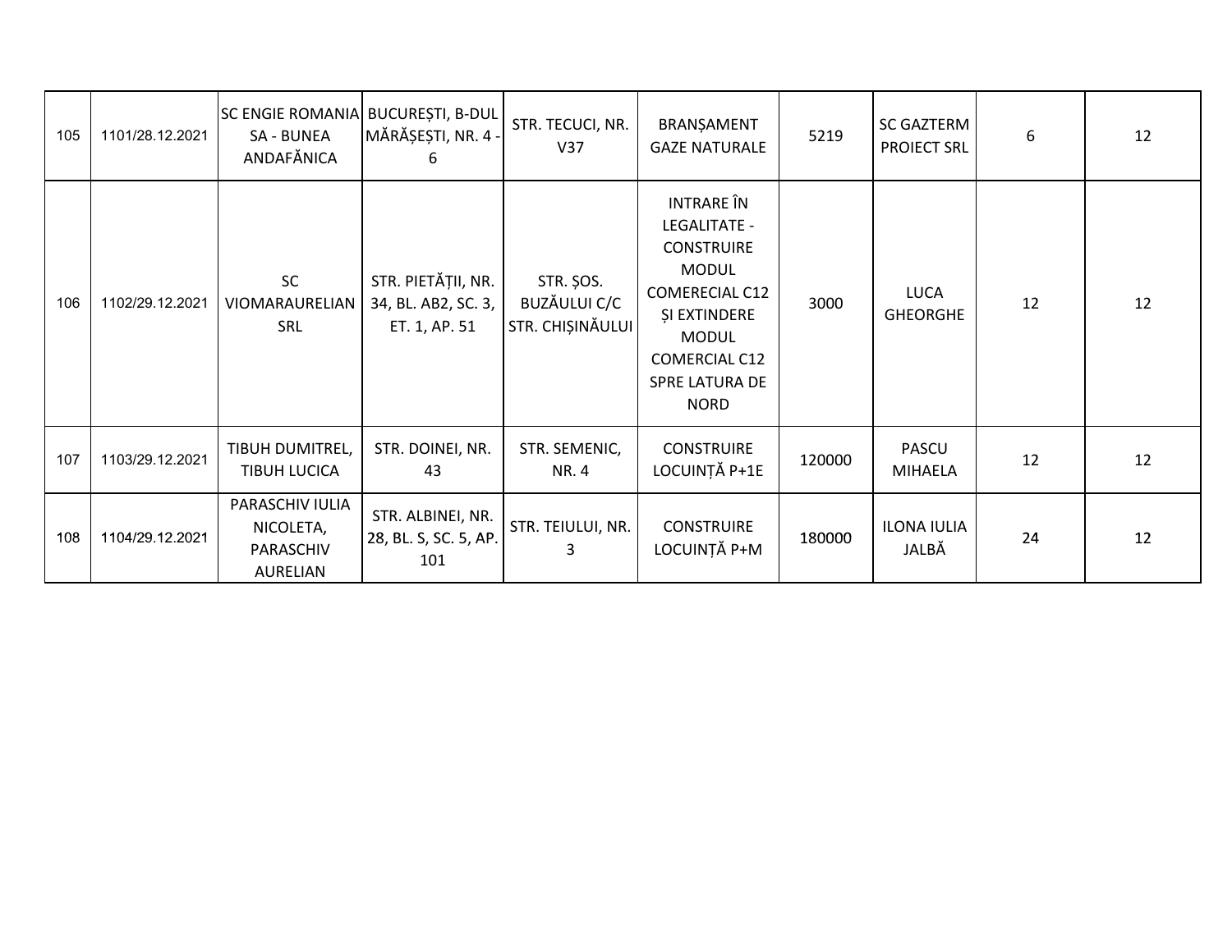| | | | | | | | | | |
|---|---|---|---|---|---|---|---|---|---|
| 105 | 1101/28.12.2021 | SC ENGIE ROMANIA SA - BUNEA ANDAFĂNICA | BUCUREȘTI, B-DUL MĂRĂȘEȘTI, NR. 4 - 6 | STR. TECUCI, NR. V37 | BRANȘAMENT GAZE NATURALE | 5219 | SC GAZTERM PROIECT SRL | 6 | 12 |
| 106 | 1102/29.12.2021 | SC VIOMARAURELIAN SRL | STR. PIETĂȚII, NR. 34, BL. AB2, SC. 3, ET. 1, AP. 51 | STR. ȘOS. BUZĂULUI C/C STR. CHIȘINĂULUI | INTRARE ÎN LEGALITATE - CONSTRUIRE MODUL COMERECIAL C12 ȘI EXTINDERE MODUL COMERCIAL C12 SPRE LATURA DE NORD | 3000 | LUCA GHEORGHE | 12 | 12 |
| 107 | 1103/29.12.2021 | TIBUH DUMITREL, TIBUH LUCICA | STR. DOINEI, NR. 43 | STR. SEMENIC, NR. 4 | CONSTRUIRE LOCUINȚĂ P+1E | 120000 | PASCU MIHAELA | 12 | 12 |
| 108 | 1104/29.12.2021 | PARASCHIV IULIA NICOLETA, PARASCHIV AURELIAN | STR. ALBINEI, NR. 28, BL. S, SC. 5, AP. 101 | STR. TEIULUI, NR. 3 | CONSTRUIRE LOCUINȚĂ P+M | 180000 | ILONA IULIA JALBĂ | 24 | 12 |